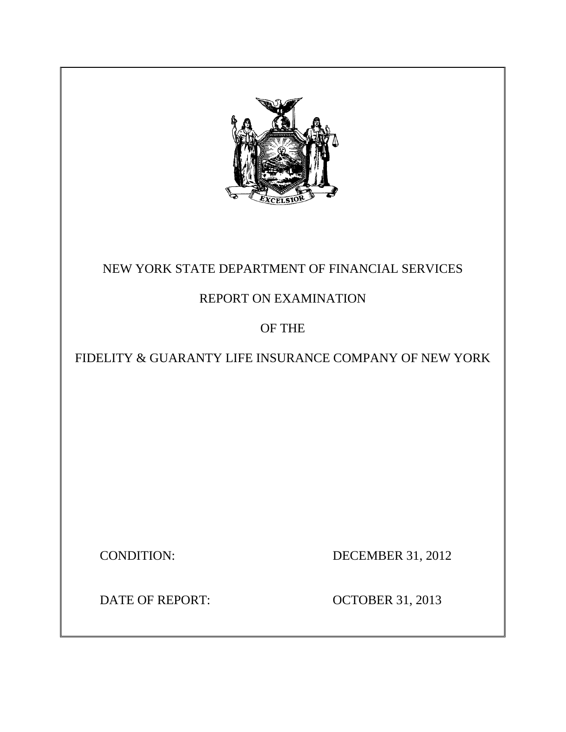NEW YORK STATE DEPARTMENT OF FINANCIAL SERVICES

REPORT ON EXAMINATION

OF THE

FIDELITY & GUARANTY LIFE INSURANCE COMPANY OF NEW YORK

CONDITION: DECEMBER 31, 2012

DATE OF REPORT: OCTOBER 31, 2013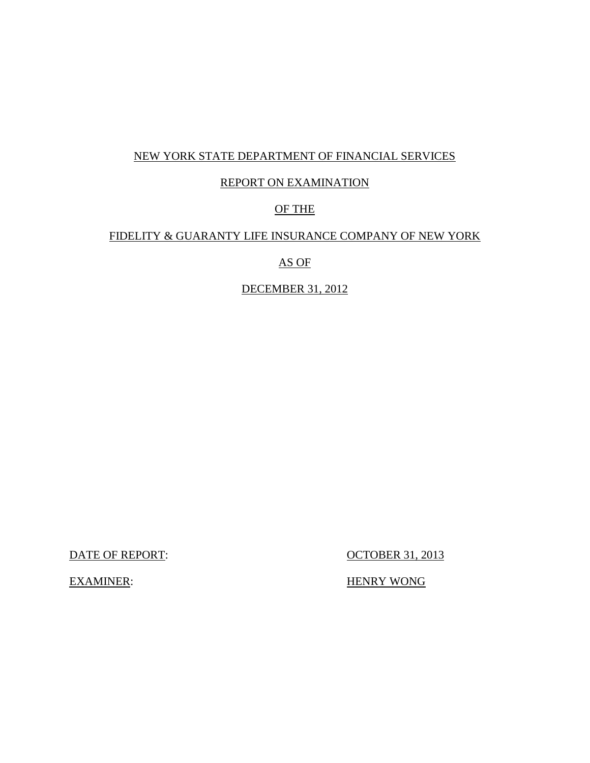NEW YORK STATE DEPARTMENT OF FINANCIAL SERVICES

REPORT ON EXAMINATION

OF THE

FIDELITY & GUARANTY LIFE INSURANCE COMPANY OF NEW YORK

AS OF

DECEMBER 31, 2012

| | |
|---|---|
| DATE OF REPORT: | OCTOBER 31, 2013 |
| EXAMINER: | HENRY WONG |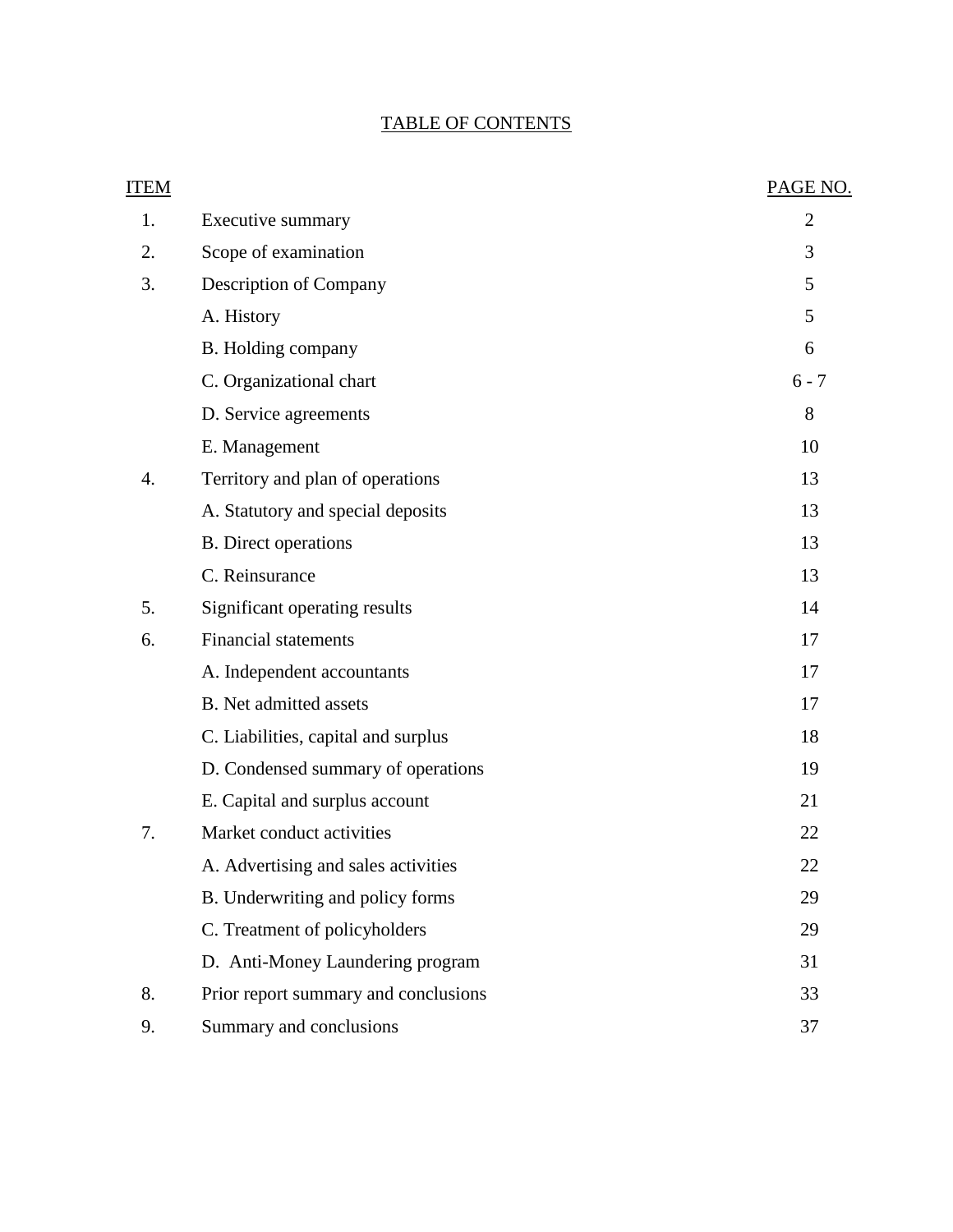# TABLE OF CONTENTS

| ITEM | | PAGE NO. |
|---|---|---|
| 1. | Executive summary | 2 |
| 2. | Scope of examination | 3 |
| 3. | Description of Company | 5 |
| | A. History | 5 |
| | B. Holding company | 6 |
| | C. Organizational chart | 6 - 7 |
| | D. Service agreements | 8 |
| | E. Management | 10 |
| 4. | Territory and plan of operations | 13 |
| | A. Statutory and special deposits | 13 |
| | B. Direct operations | 13 |
| | C. Reinsurance | 13 |
| 5. | Significant operating results | 14 |
| 6. | Financial statements | 17 |
| | A. Independent accountants | 17 |
| | B. Net admitted assets | 17 |
| | C. Liabilities, capital and surplus | 18 |
| | D. Condensed summary of operations | 19 |
| | E. Capital and surplus account | 21 |
| 7. | Market conduct activities | 22 |
| | A. Advertising and sales activities | 22 |
| | B. Underwriting and policy forms | 29 |
| | C. Treatment of policyholders | 29 |
| | D. Anti-Money Laundering program | 31 |
| 8. | Prior report summary and conclusions | 33 |
| 9. | Summary and conclusions | 37 |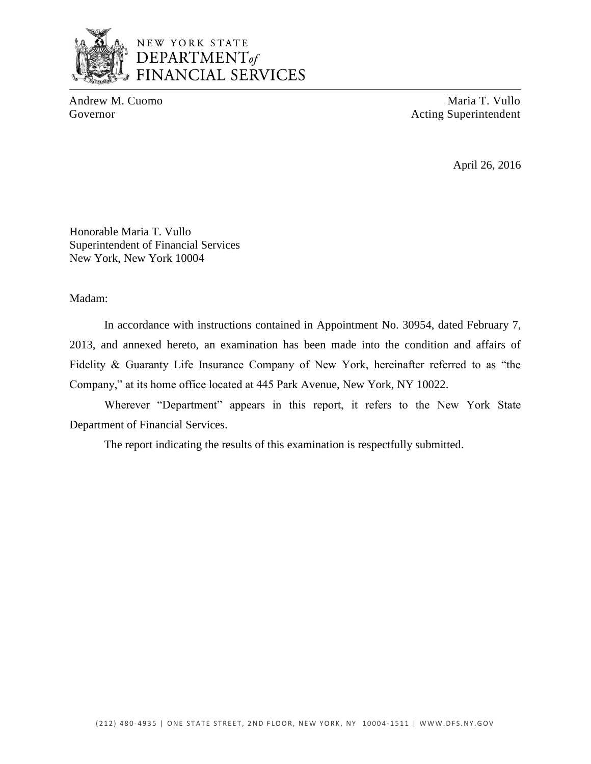NEW YORK STATE
DEPARTMENT of
FINANCIAL SERVICES

Andrew M. Cuomo
Governor

Maria T. Vullo
Acting Superintendent

April 26, 2016

Honorable Maria T. Vullo
Superintendent of Financial Services
New York, New York 10004

Madam:

In accordance with instructions contained in Appointment No. 30954, dated February 7, 2013, and annexed hereto, an examination has been made into the condition and affairs of Fidelity & Guaranty Life Insurance Company of New York, hereinafter referred to as "the Company," at its home office located at 445 Park Avenue, New York, NY 10022.

Wherever "Department" appears in this report, it refers to the New York State Department of Financial Services.

The report indicating the results of this examination is respectfully submitted.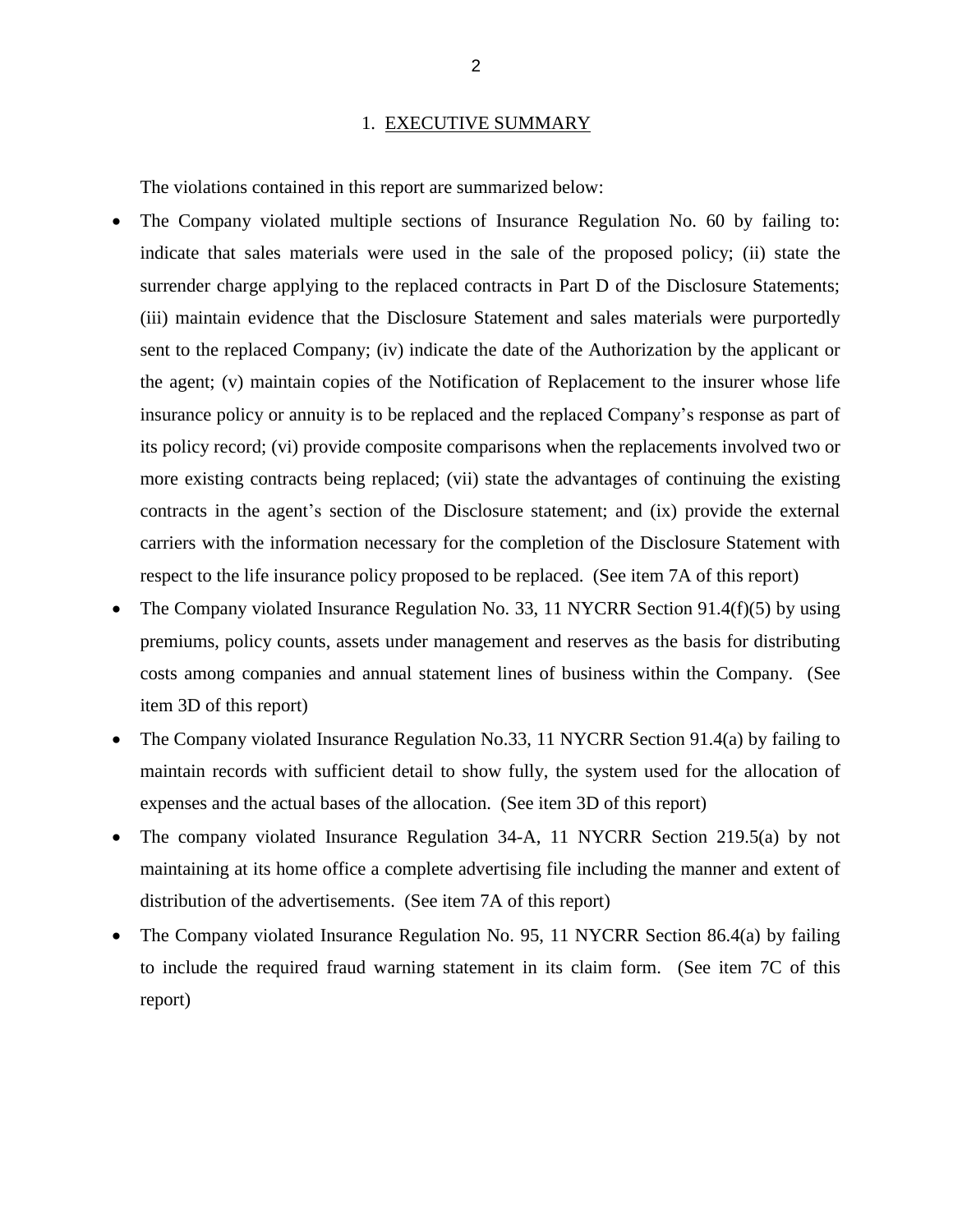## 1. EXECUTIVE SUMMARY

The violations contained in this report are summarized below:

- The Company violated multiple sections of Insurance Regulation No. 60 by failing to: indicate that sales materials were used in the sale of the proposed policy; (ii) state the surrender charge applying to the replaced contracts in Part D of the Disclosure Statements; (iii) maintain evidence that the Disclosure Statement and sales materials were purportedly sent to the replaced Company; (iv) indicate the date of the Authorization by the applicant or the agent; (v) maintain copies of the Notification of Replacement to the insurer whose life insurance policy or annuity is to be replaced and the replaced Company's response as part of its policy record; (vi) provide composite comparisons when the replacements involved two or more existing contracts being replaced; (vii) state the advantages of continuing the existing contracts in the agent's section of the Disclosure statement; and (ix) provide the external carriers with the information necessary for the completion of the Disclosure Statement with respect to the life insurance policy proposed to be replaced. (See item 7A of this report)
- The Company violated Insurance Regulation No. 33, 11 NYCRR Section 91.4(f)(5) by using premiums, policy counts, assets under management and reserves as the basis for distributing costs among companies and annual statement lines of business within the Company. (See item 3D of this report)
- The Company violated Insurance Regulation No.33, 11 NYCRR Section 91.4(a) by failing to maintain records with sufficient detail to show fully, the system used for the allocation of expenses and the actual bases of the allocation. (See item 3D of this report)
- The company violated Insurance Regulation 34-A, 11 NYCRR Section 219.5(a) by not maintaining at its home office a complete advertising file including the manner and extent of distribution of the advertisements. (See item 7A of this report)
- The Company violated Insurance Regulation No. 95, 11 NYCRR Section 86.4(a) by failing to include the required fraud warning statement in its claim form. (See item 7C of this report)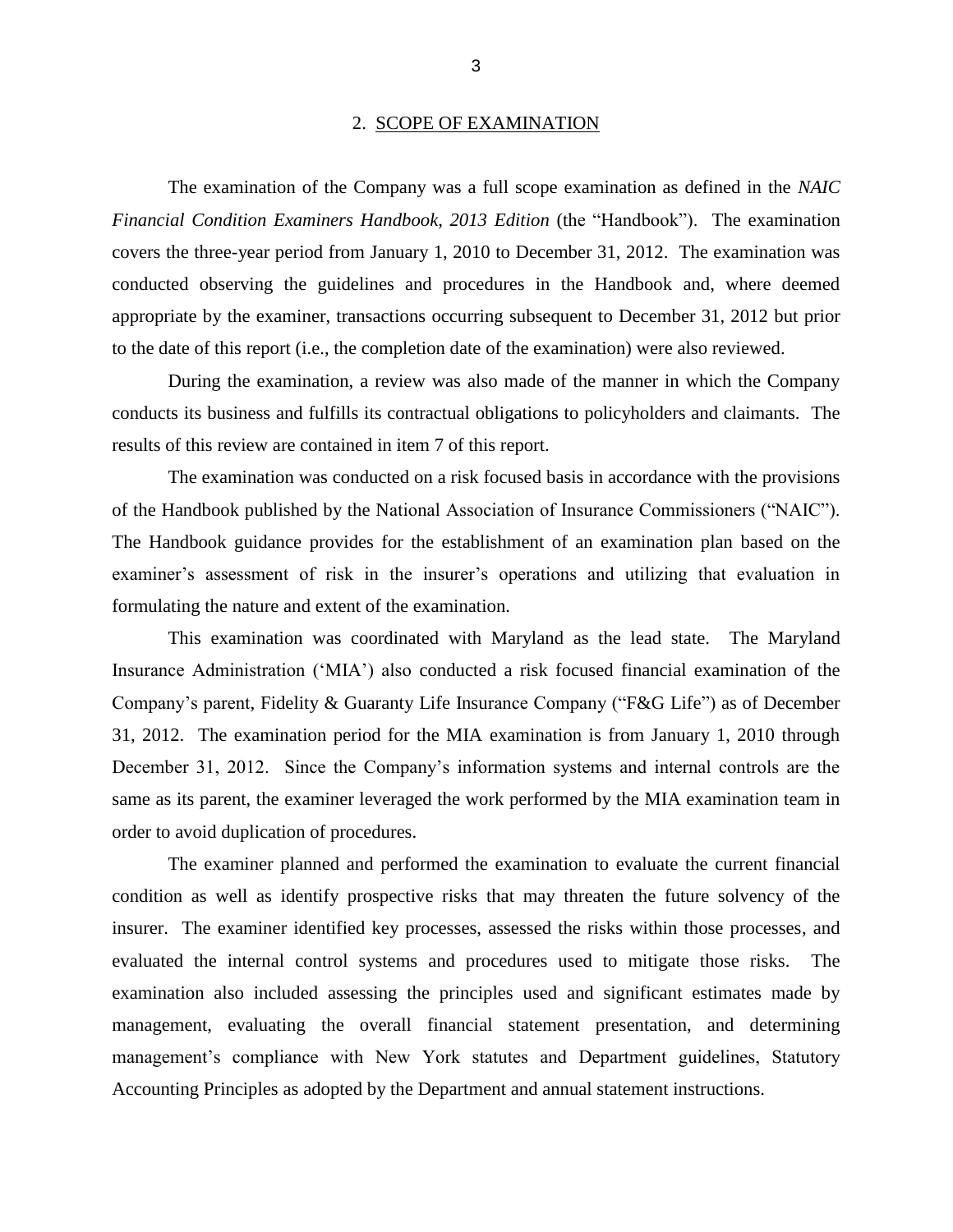## 2. SCOPE OF EXAMINATION

The examination of the Company was a full scope examination as defined in the *NAIC Financial Condition Examiners Handbook, 2013 Edition* (the "Handbook"). The examination covers the three-year period from January 1, 2010 to December 31, 2012. The examination was conducted observing the guidelines and procedures in the Handbook and, where deemed appropriate by the examiner, transactions occurring subsequent to December 31, 2012 but prior to the date of this report (i.e., the completion date of the examination) were also reviewed.

During the examination, a review was also made of the manner in which the Company conducts its business and fulfills its contractual obligations to policyholders and claimants. The results of this review are contained in item 7 of this report.

The examination was conducted on a risk focused basis in accordance with the provisions of the Handbook published by the National Association of Insurance Commissioners ("NAIC"). The Handbook guidance provides for the establishment of an examination plan based on the examiner's assessment of risk in the insurer's operations and utilizing that evaluation in formulating the nature and extent of the examination.

This examination was coordinated with Maryland as the lead state. The Maryland Insurance Administration ('MIA') also conducted a risk focused financial examination of the Company's parent, Fidelity & Guaranty Life Insurance Company ("F&G Life") as of December 31, 2012. The examination period for the MIA examination is from January 1, 2010 through December 31, 2012. Since the Company's information systems and internal controls are the same as its parent, the examiner leveraged the work performed by the MIA examination team in order to avoid duplication of procedures.

The examiner planned and performed the examination to evaluate the current financial condition as well as identify prospective risks that may threaten the future solvency of the insurer. The examiner identified key processes, assessed the risks within those processes, and evaluated the internal control systems and procedures used to mitigate those risks. The examination also included assessing the principles used and significant estimates made by management, evaluating the overall financial statement presentation, and determining management's compliance with New York statutes and Department guidelines, Statutory Accounting Principles as adopted by the Department and annual statement instructions.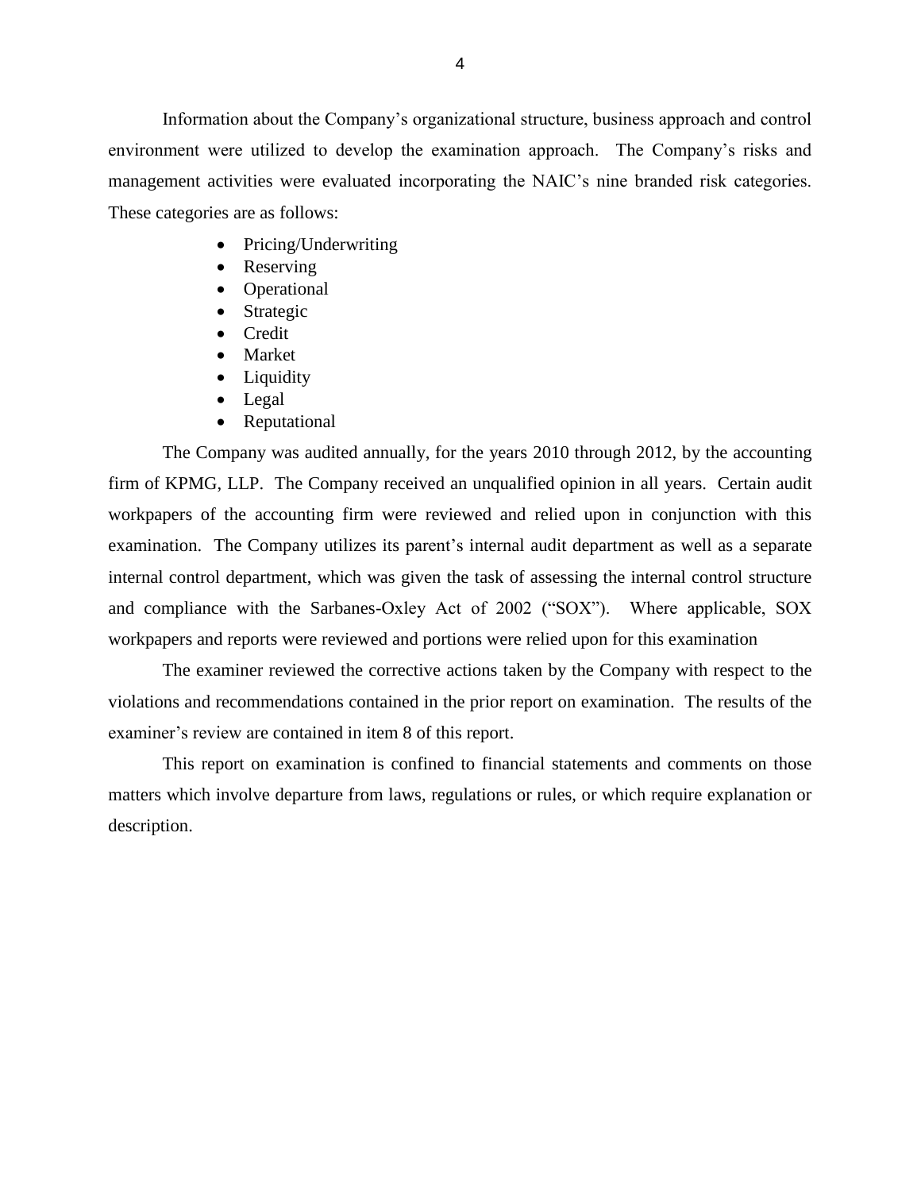Information about the Company's organizational structure, business approach and control environment were utilized to develop the examination approach. The Company's risks and management activities were evaluated incorporating the NAIC's nine branded risk categories. These categories are as follows:

- Pricing/Underwriting
- Reserving
- Operational
- Strategic
- Credit
- Market
- Liquidity
- Legal
- Reputational

The Company was audited annually, for the years 2010 through 2012, by the accounting firm of KPMG, LLP. The Company received an unqualified opinion in all years. Certain audit workpapers of the accounting firm were reviewed and relied upon in conjunction with this examination. The Company utilizes its parent's internal audit department as well as a separate internal control department, which was given the task of assessing the internal control structure and compliance with the Sarbanes-Oxley Act of 2002 ("SOX"). Where applicable, SOX workpapers and reports were reviewed and portions were relied upon for this examination

The examiner reviewed the corrective actions taken by the Company with respect to the violations and recommendations contained in the prior report on examination. The results of the examiner's review are contained in item 8 of this report.

This report on examination is confined to financial statements and comments on those matters which involve departure from laws, regulations or rules, or which require explanation or description.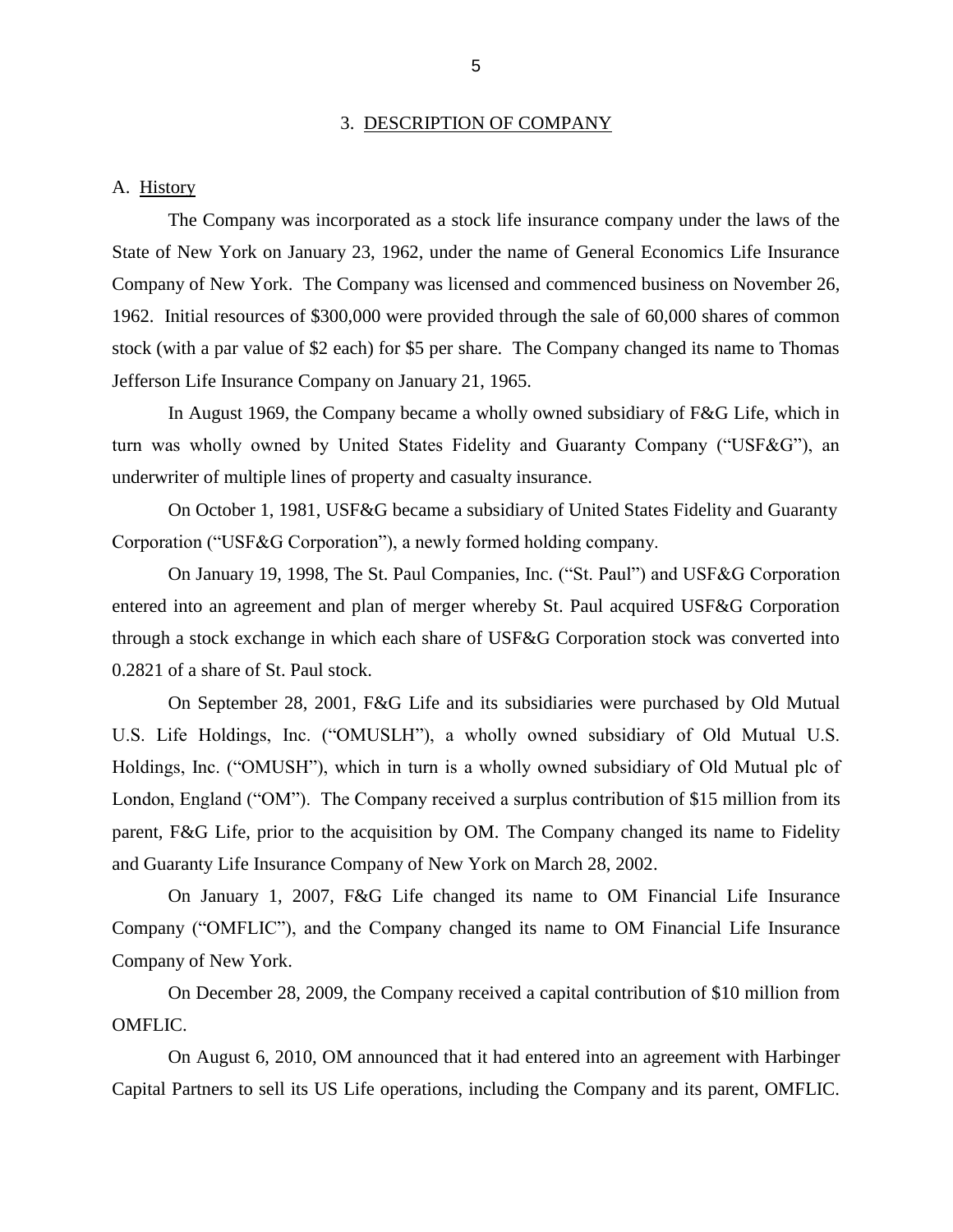## 3. DESCRIPTION OF COMPANY

### A. History

The Company was incorporated as a stock life insurance company under the laws of the State of New York on January 23, 1962, under the name of General Economics Life Insurance Company of New York. The Company was licensed and commenced business on November 26, 1962. Initial resources of $300,000 were provided through the sale of 60,000 shares of common stock (with a par value of $2 each) for $5 per share. The Company changed its name to Thomas Jefferson Life Insurance Company on January 21, 1965.

In August 1969, the Company became a wholly owned subsidiary of F&G Life, which in turn was wholly owned by United States Fidelity and Guaranty Company ("USF&G"), an underwriter of multiple lines of property and casualty insurance.

On October 1, 1981, USF&G became a subsidiary of United States Fidelity and Guaranty Corporation ("USF&G Corporation"), a newly formed holding company.

On January 19, 1998, The St. Paul Companies, Inc. ("St. Paul") and USF&G Corporation entered into an agreement and plan of merger whereby St. Paul acquired USF&G Corporation through a stock exchange in which each share of USF&G Corporation stock was converted into 0.2821 of a share of St. Paul stock.

On September 28, 2001, F&G Life and its subsidiaries were purchased by Old Mutual U.S. Life Holdings, Inc. ("OMUSLH"), a wholly owned subsidiary of Old Mutual U.S. Holdings, Inc. ("OMUSH"), which in turn is a wholly owned subsidiary of Old Mutual plc of London, England ("OM"). The Company received a surplus contribution of $15 million from its parent, F&G Life, prior to the acquisition by OM. The Company changed its name to Fidelity and Guaranty Life Insurance Company of New York on March 28, 2002.

On January 1, 2007, F&G Life changed its name to OM Financial Life Insurance Company ("OMFLIC"), and the Company changed its name to OM Financial Life Insurance Company of New York.

On December 28, 2009, the Company received a capital contribution of $10 million from OMFLIC.

On August 6, 2010, OM announced that it had entered into an agreement with Harbinger Capital Partners to sell its US Life operations, including the Company and its parent, OMFLIC.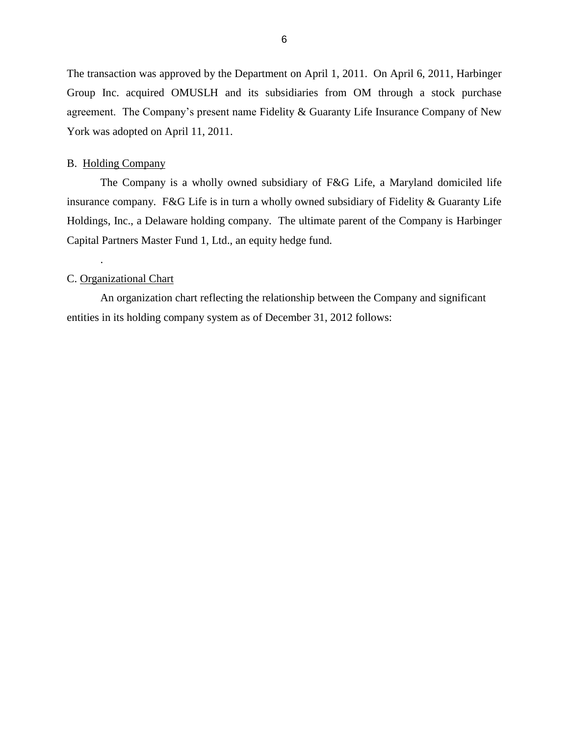The transaction was approved by the Department on April 1, 2011. On April 6, 2011, Harbinger Group Inc. acquired OMUSLH and its subsidiaries from OM through a stock purchase agreement. The Company's present name Fidelity & Guaranty Life Insurance Company of New York was adopted on April 11, 2011.

B. Holding Company

The Company is a wholly owned subsidiary of F&G Life, a Maryland domiciled life insurance company. F&G Life is in turn a wholly owned subsidiary of Fidelity & Guaranty Life Holdings, Inc., a Delaware holding company. The ultimate parent of the Company is Harbinger Capital Partners Master Fund 1, Ltd., an equity hedge fund.

.

C. Organizational Chart

An organization chart reflecting the relationship between the Company and significant entities in its holding company system as of December 31, 2012 follows: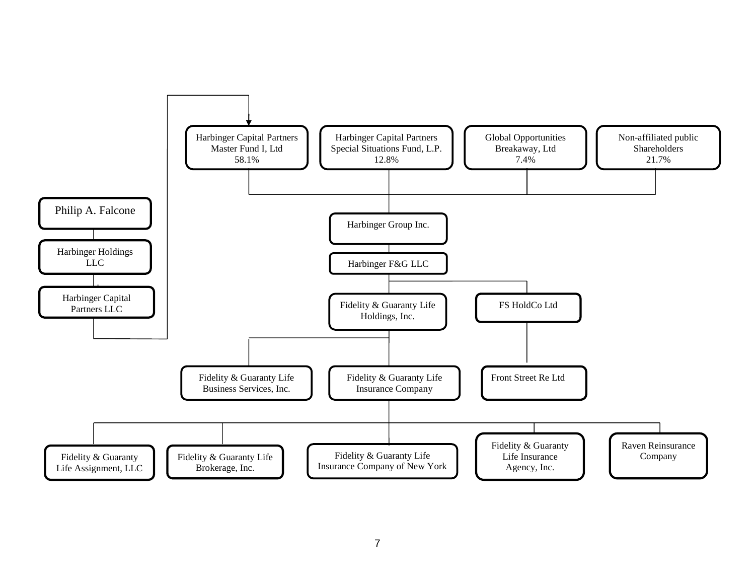Philip A. Falcone

Harbinger Holdings LLC

Harbinger Capital Partners LLC

Harbinger Capital Partners Master Fund I, Ltd
58.1%

Harbinger Capital Partners Special Situations Fund, L.P.
12.8%

Global Opportunities Breakaway, Ltd
7.4%

Non-affiliated public Shareholders
21.7%

Harbinger Group Inc.

Harbinger F&G LLC

Fidelity & Guaranty Life Holdings, Inc.

FS HoldCo Ltd

Fidelity & Guaranty Life Business Services, Inc.

Fidelity & Guaranty Life Insurance Company

Front Street Re Ltd

Fidelity & Guaranty Life Assignment, LLC

Fidelity & Guaranty Life Brokerage, Inc.

Fidelity & Guaranty Life Insurance Company of New York

Fidelity & Guaranty Life Insurance Agency, Inc.

Raven Reinsurance Company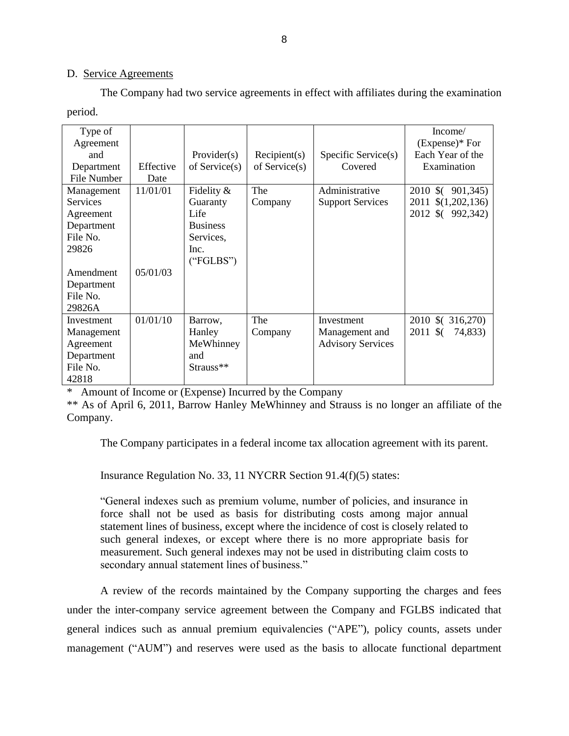D. Service Agreements

The Company had two service agreements in effect with affiliates during the examination period.

| Type of Agreement and Department File Number | Effective Date | Provider(s) of Service(s) | Recipient(s) of Service(s) | Specific Service(s) Covered | Income/ (Expense)* For Each Year of the Examination |
|---|---|---|---|---|---|
| Management Services Agreement Department File No. 29826 | 11/01/01 | Fidelity & Guaranty Life Business Services, Inc. ("FGLBS") | The Company | Administrative Support Services | 2010 $( 901,345)<br>2011 $(1,202,136)<br>2012 $( 992,342) |
| Amendment Department File No. 29826A | 05/01/03 | | | | |
| Investment Management Agreement Department File No. 42818 | 01/01/10 | Barrow, Hanley MeWhinney and Strauss** | The Company | Investment Management and Advisory Services | 2010 $( 316,270)<br>2011 $( 74,833) |

\* Amount of Income or (Expense) Incurred by the Company

** As of April 6, 2011, Barrow Hanley MeWhinney and Strauss is no longer an affiliate of the Company.

The Company participates in a federal income tax allocation agreement with its parent.

Insurance Regulation No. 33, 11 NYCRR Section 91.4(f)(5) states:

> "General indexes such as premium volume, number of policies, and insurance in force shall not be used as basis for distributing costs among major annual statement lines of business, except where the incidence of cost is closely related to such general indexes, or except where there is no more appropriate basis for measurement. Such general indexes may not be used in distributing claim costs to secondary annual statement lines of business."

A review of the records maintained by the Company supporting the charges and fees under the inter-company service agreement between the Company and FGLBS indicated that general indices such as annual premium equivalencies ("APE"), policy counts, assets under management ("AUM") and reserves were used as the basis to allocate functional department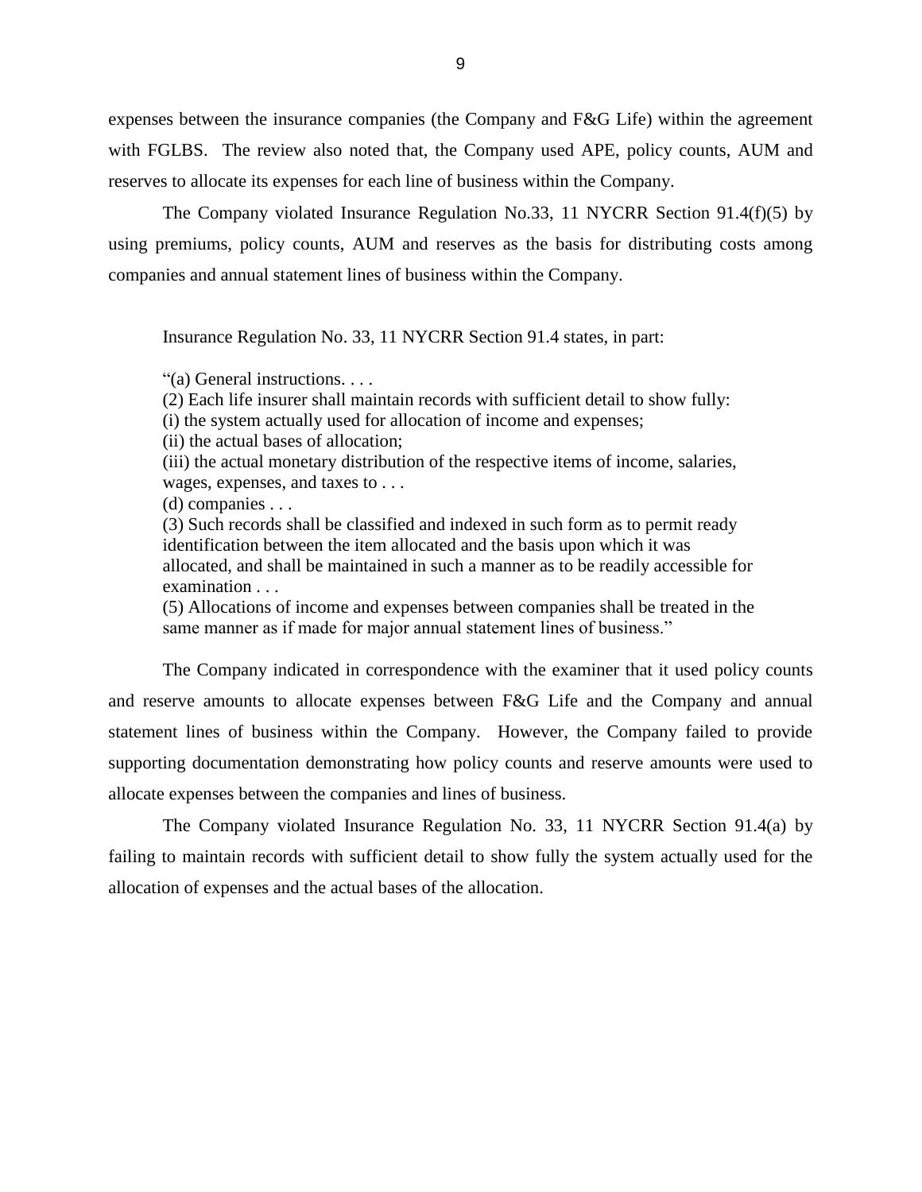expenses between the insurance companies (the Company and F&G Life) within the agreement with FGLBS. The review also noted that, the Company used APE, policy counts, AUM and reserves to allocate its expenses for each line of business within the Company.

The Company violated Insurance Regulation No.33, 11 NYCRR Section 91.4(f)(5) by using premiums, policy counts, AUM and reserves as the basis for distributing costs among companies and annual statement lines of business within the Company.

Insurance Regulation No. 33, 11 NYCRR Section 91.4 states, in part:

> "(a) General instructions. . . .
> (2) Each life insurer shall maintain records with sufficient detail to show fully:
> (i) the system actually used for allocation of income and expenses;
> (ii) the actual bases of allocation;
> (iii) the actual monetary distribution of the respective items of income, salaries, wages, expenses, and taxes to . . .
> (d) companies . . .
> (3) Such records shall be classified and indexed in such form as to permit ready identification between the item allocated and the basis upon which it was allocated, and shall be maintained in such a manner as to be readily accessible for examination . . .
> (5) Allocations of income and expenses between companies shall be treated in the same manner as if made for major annual statement lines of business."

The Company indicated in correspondence with the examiner that it used policy counts and reserve amounts to allocate expenses between F&G Life and the Company and annual statement lines of business within the Company. However, the Company failed to provide supporting documentation demonstrating how policy counts and reserve amounts were used to allocate expenses between the companies and lines of business.

The Company violated Insurance Regulation No. 33, 11 NYCRR Section 91.4(a) by failing to maintain records with sufficient detail to show fully the system actually used for the allocation of expenses and the actual bases of the allocation.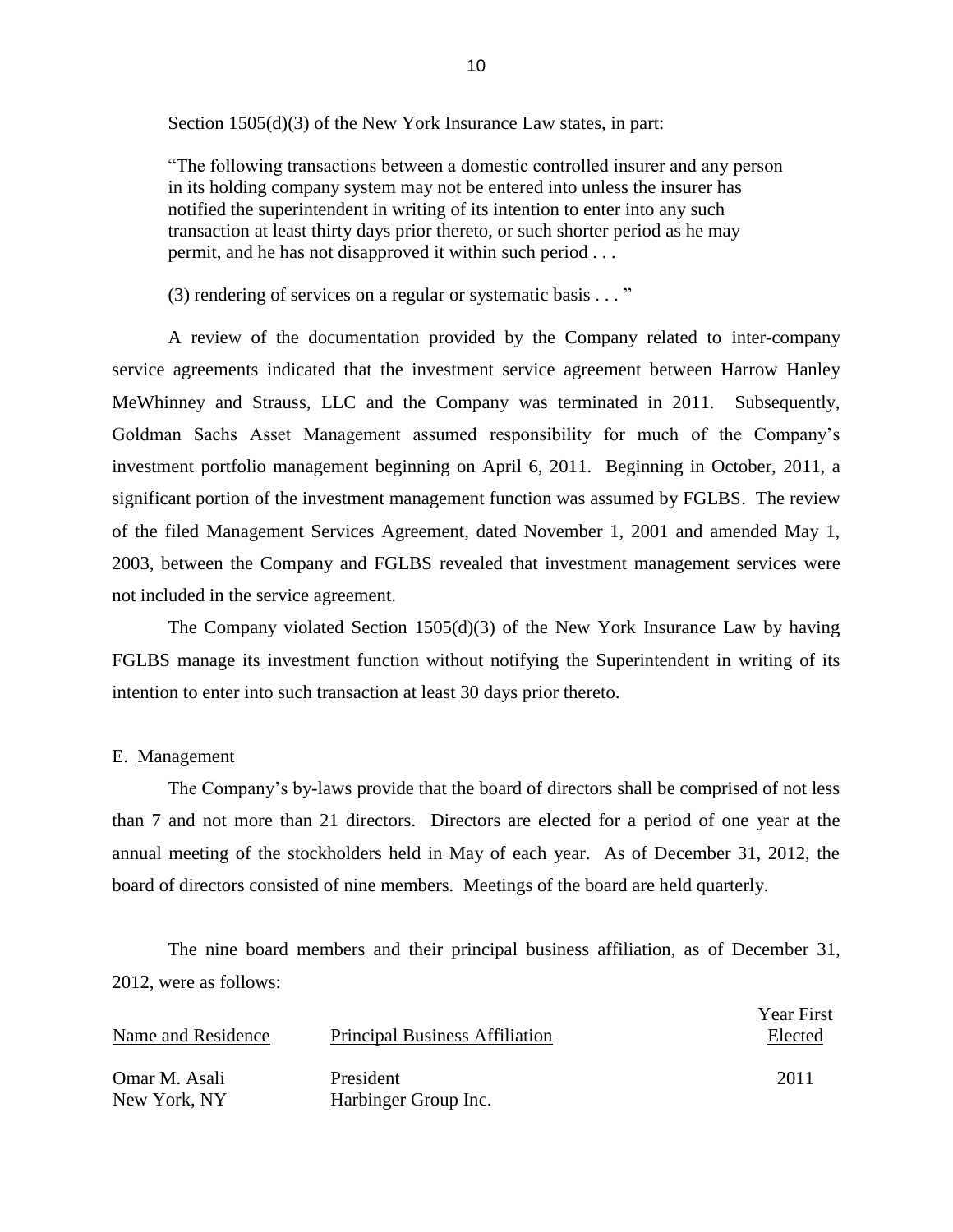Section 1505(d)(3) of the New York Insurance Law states, in part:

> "The following transactions between a domestic controlled insurer and any person in its holding company system may not be entered into unless the insurer has notified the superintendent in writing of its intention to enter into any such transaction at least thirty days prior thereto, or such shorter period as he may permit, and he has not disapproved it within such period . . .
>
> (3) rendering of services on a regular or systematic basis . . . "

A review of the documentation provided by the Company related to inter-company service agreements indicated that the investment service agreement between Harrow Hanley MeWhinney and Strauss, LLC and the Company was terminated in 2011. Subsequently, Goldman Sachs Asset Management assumed responsibility for much of the Company's investment portfolio management beginning on April 6, 2011. Beginning in October, 2011, a significant portion of the investment management function was assumed by FGLBS. The review of the filed Management Services Agreement, dated November 1, 2001 and amended May 1, 2003, between the Company and FGLBS revealed that investment management services were not included in the service agreement.

The Company violated Section 1505(d)(3) of the New York Insurance Law by having FGLBS manage its investment function without notifying the Superintendent in writing of its intention to enter into such transaction at least 30 days prior thereto.

## E. Management

The Company's by-laws provide that the board of directors shall be comprised of not less than 7 and not more than 21 directors. Directors are elected for a period of one year at the annual meeting of the stockholders held in May of each year. As of December 31, 2012, the board of directors consisted of nine members. Meetings of the board are held quarterly.

The nine board members and their principal business affiliation, as of December 31, 2012, were as follows:

| Name and Residence | Principal Business Affiliation | Year First Elected |
|---|---|---|
| Omar M. Asali<br>New York, NY | President<br>Harbinger Group Inc. | 2011 |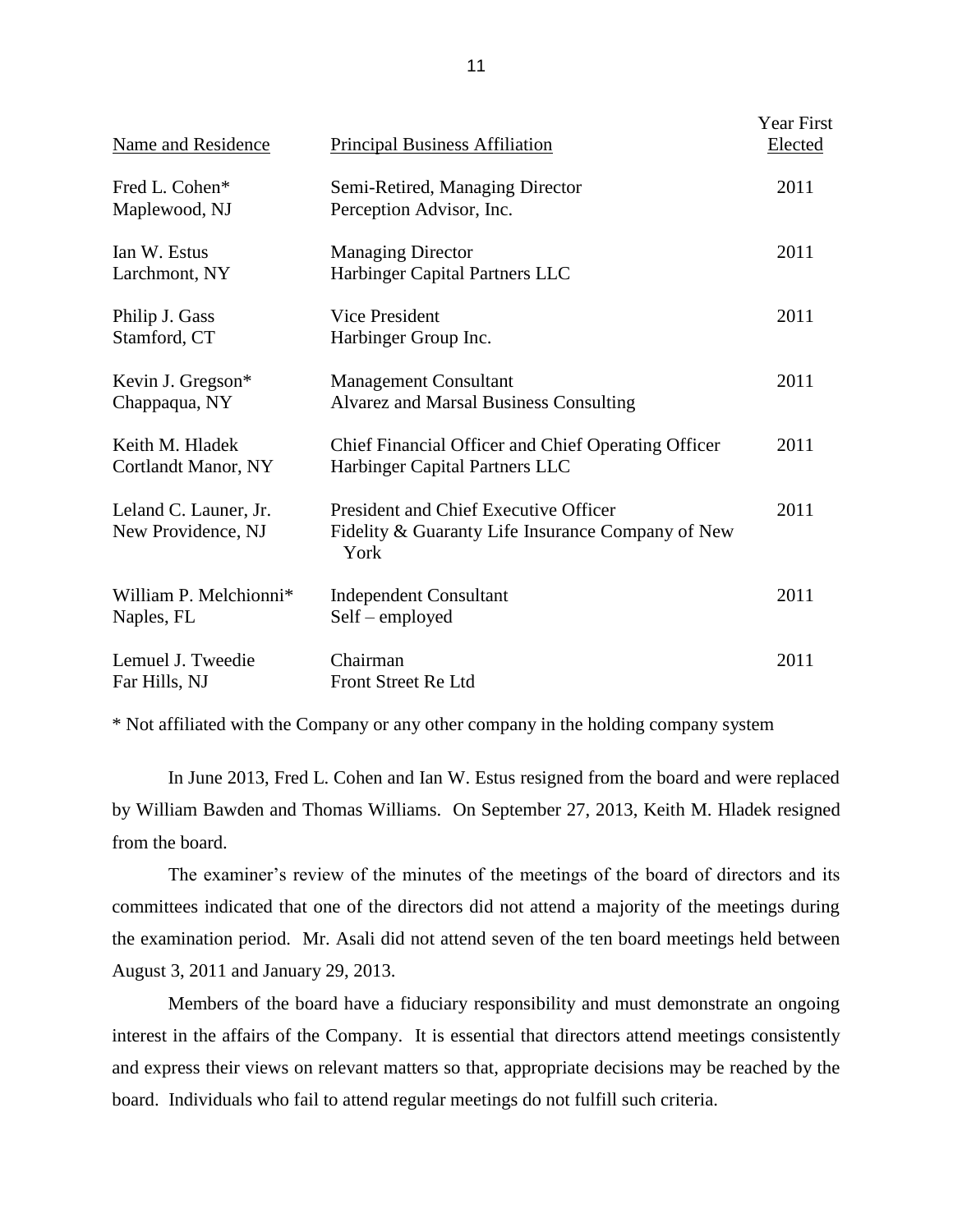| Name and Residence | Principal Business Affiliation | Year First Elected |
|---|---|---|
| Fred L. Cohen*<br>Maplewood, NJ | Semi-Retired, Managing Director<br>Perception Advisor, Inc. | 2011 |
| Ian W. Estus<br>Larchmont, NY | Managing Director<br>Harbinger Capital Partners LLC | 2011 |
| Philip J. Gass<br>Stamford, CT | Vice President<br>Harbinger Group Inc. | 2011 |
| Kevin J. Gregson*<br>Chappaqua, NY | Management Consultant<br>Alvarez and Marsal Business Consulting | 2011 |
| Keith M. Hladek<br>Cortlandt Manor, NY | Chief Financial Officer and Chief Operating Officer<br>Harbinger Capital Partners LLC | 2011 |
| Leland C. Launer, Jr.<br>New Providence, NJ | President and Chief Executive Officer<br>Fidelity & Guaranty Life Insurance Company of New York | 2011 |
| William P. Melchionni*<br>Naples, FL | Independent Consultant<br>Self – employed | 2011 |
| Lemuel J. Tweedie<br>Far Hills, NJ | Chairman<br>Front Street Re Ltd | 2011 |

\* Not affiliated with the Company or any other company in the holding company system

In June 2013, Fred L. Cohen and Ian W. Estus resigned from the board and were replaced by William Bawden and Thomas Williams. On September 27, 2013, Keith M. Hladek resigned from the board.

The examiner's review of the minutes of the meetings of the board of directors and its committees indicated that one of the directors did not attend a majority of the meetings during the examination period. Mr. Asali did not attend seven of the ten board meetings held between August 3, 2011 and January 29, 2013.

Members of the board have a fiduciary responsibility and must demonstrate an ongoing interest in the affairs of the Company. It is essential that directors attend meetings consistently and express their views on relevant matters so that, appropriate decisions may be reached by the board. Individuals who fail to attend regular meetings do not fulfill such criteria.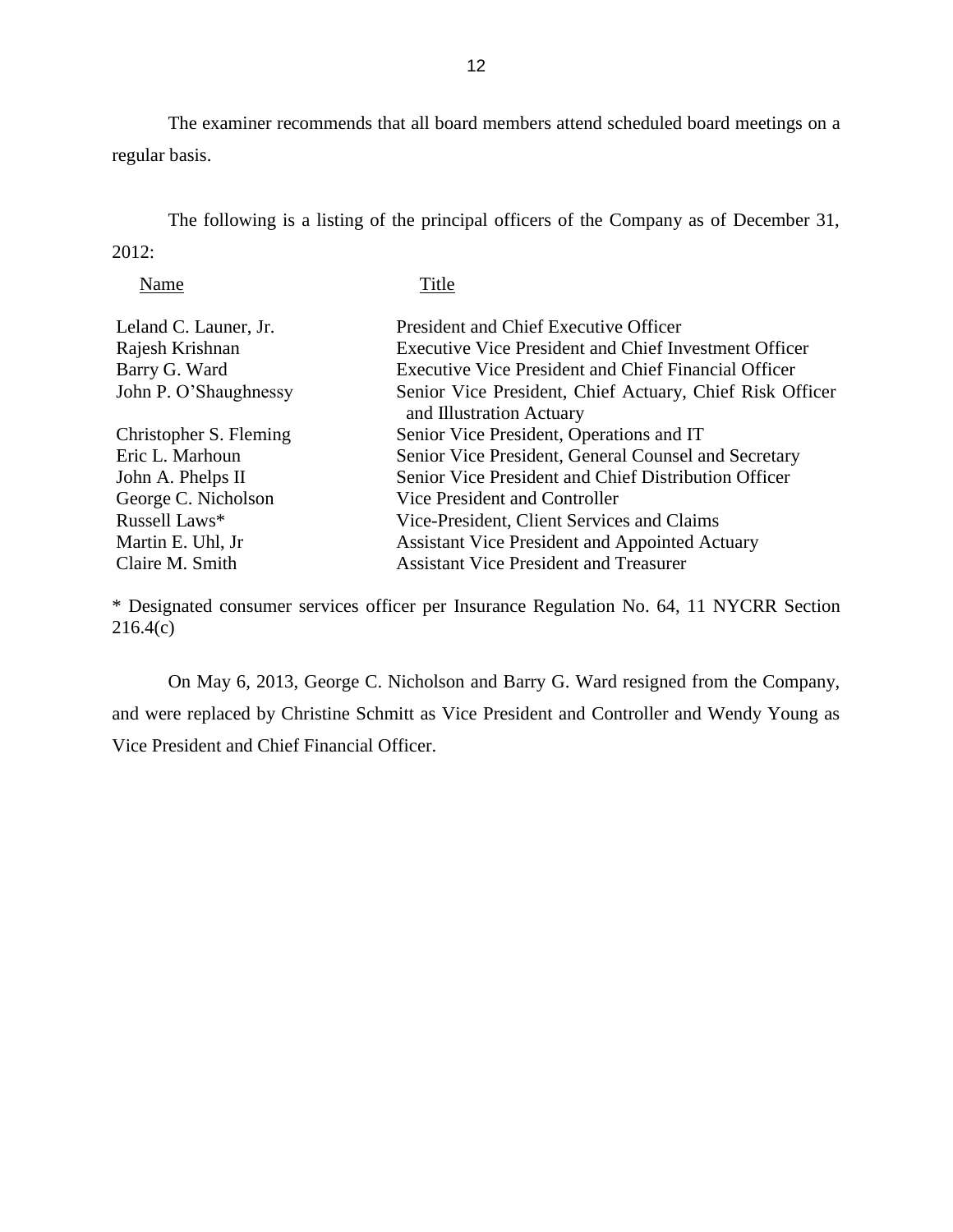The examiner recommends that all board members attend scheduled board meetings on a regular basis.

The following is a listing of the principal officers of the Company as of December 31, 2012:

| Name | Title |
|---|---|
| Leland C. Launer, Jr. | President and Chief Executive Officer |
| Rajesh Krishnan | Executive Vice President and Chief Investment Officer |
| Barry G. Ward | Executive Vice President and Chief Financial Officer |
| John P. O'Shaughnessy | Senior Vice President, Chief Actuary, Chief Risk Officer and Illustration Actuary |
| Christopher S. Fleming | Senior Vice President, Operations and IT |
| Eric L. Marhoun | Senior Vice President, General Counsel and Secretary |
| John A. Phelps II | Senior Vice President and Chief Distribution Officer |
| George C. Nicholson | Vice President and Controller |
| Russell Laws* | Vice-President, Client Services and Claims |
| Martin E. Uhl, Jr | Assistant Vice President and Appointed Actuary |
| Claire M. Smith | Assistant Vice President and Treasurer |

* Designated consumer services officer per Insurance Regulation No. 64, 11 NYCRR Section 216.4(c)

On May 6, 2013, George C. Nicholson and Barry G. Ward resigned from the Company, and were replaced by Christine Schmitt as Vice President and Controller and Wendy Young as Vice President and Chief Financial Officer.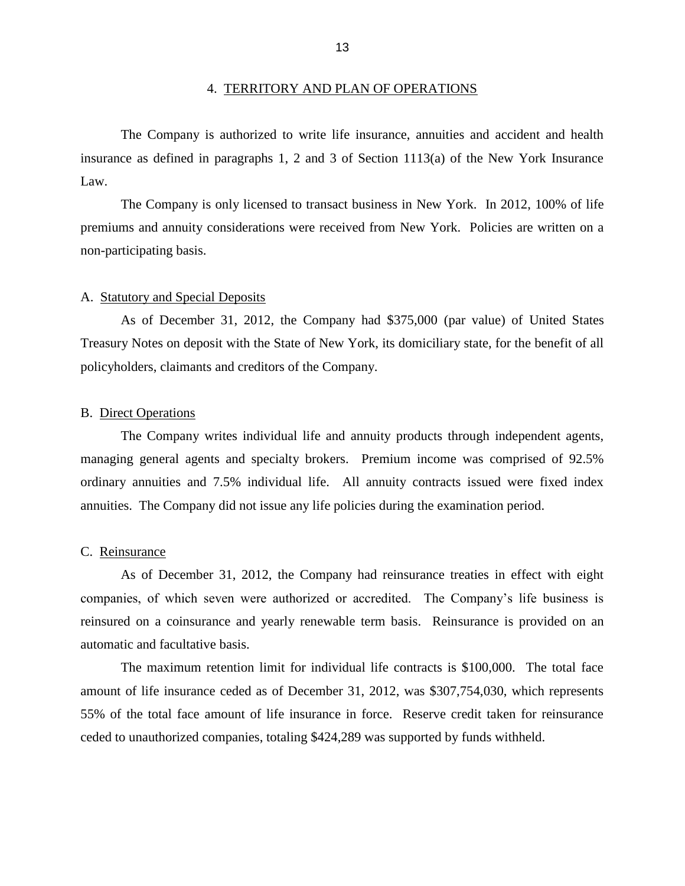## 4. TERRITORY AND PLAN OF OPERATIONS

The Company is authorized to write life insurance, annuities and accident and health insurance as defined in paragraphs 1, 2 and 3 of Section 1113(a) of the New York Insurance Law.

The Company is only licensed to transact business in New York. In 2012, 100% of life premiums and annuity considerations were received from New York. Policies are written on a non-participating basis.

### A. Statutory and Special Deposits

As of December 31, 2012, the Company had $375,000 (par value) of United States Treasury Notes on deposit with the State of New York, its domiciliary state, for the benefit of all policyholders, claimants and creditors of the Company.

### B. Direct Operations

The Company writes individual life and annuity products through independent agents, managing general agents and specialty brokers. Premium income was comprised of 92.5% ordinary annuities and 7.5% individual life. All annuity contracts issued were fixed index annuities. The Company did not issue any life policies during the examination period.

### C. Reinsurance

As of December 31, 2012, the Company had reinsurance treaties in effect with eight companies, of which seven were authorized or accredited. The Company's life business is reinsured on a coinsurance and yearly renewable term basis. Reinsurance is provided on an automatic and facultative basis.

The maximum retention limit for individual life contracts is $100,000. The total face amount of life insurance ceded as of December 31, 2012, was $307,754,030, which represents 55% of the total face amount of life insurance in force. Reserve credit taken for reinsurance ceded to unauthorized companies, totaling $424,289 was supported by funds withheld.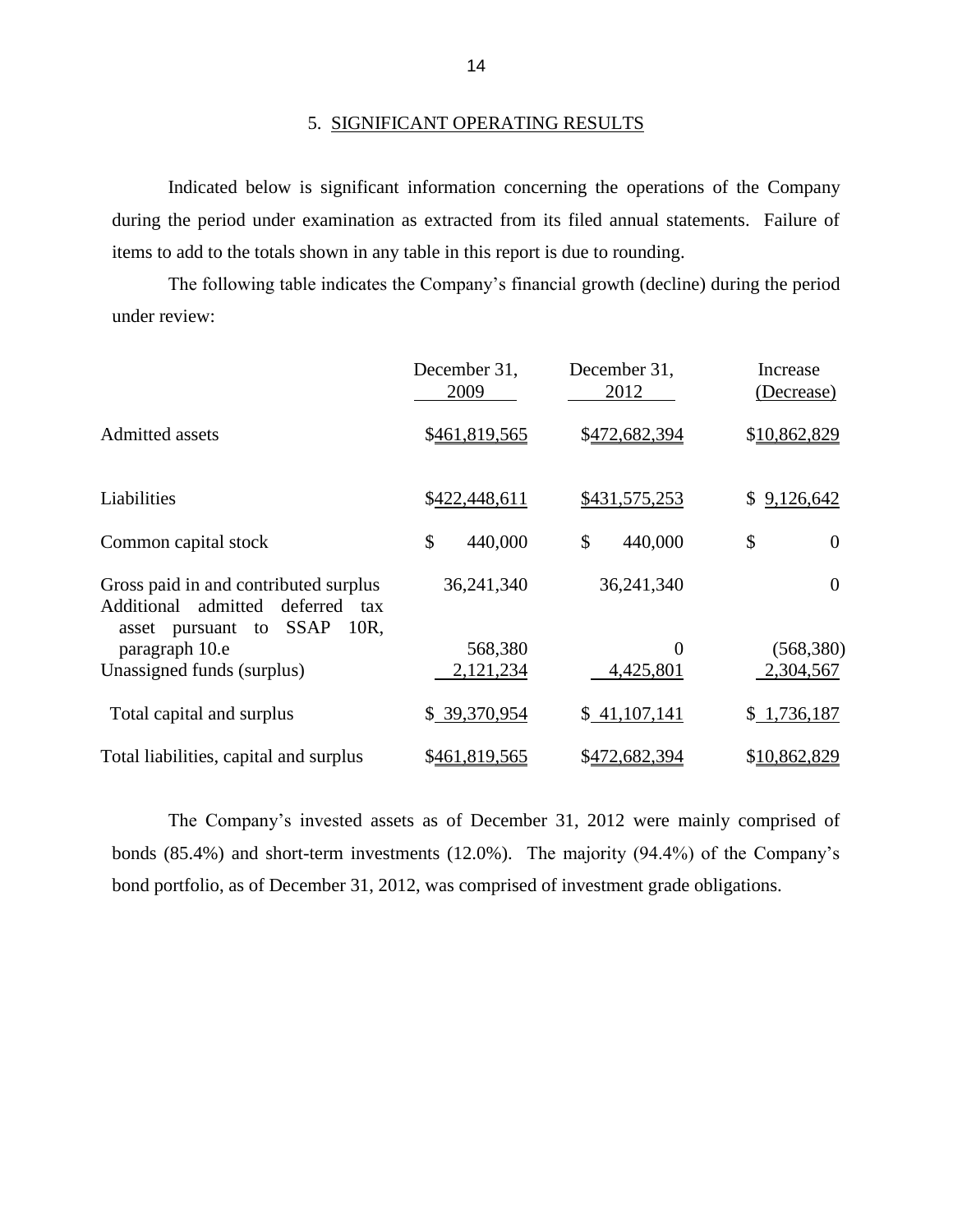## 5. SIGNIFICANT OPERATING RESULTS

Indicated below is significant information concerning the operations of the Company during the period under examination as extracted from its filed annual statements. Failure of items to add to the totals shown in any table in this report is due to rounding.

The following table indicates the Company's financial growth (decline) during the period under review:

| | December 31, 2009 | December 31, 2012 | Increase (Decrease) |
|---|---|---|---|
| Admitted assets | $461,819,565 | $472,682,394 | $10,862,829 |
| Liabilities | $422,448,611 | $431,575,253 | $ 9,126,642 |
| Common capital stock | $ 440,000 | $ 440,000 | $ 0 |
| Gross paid in and contributed surplus | 36,241,340 | 36,241,340 | 0 |
| Additional admitted deferred tax asset pursuant to SSAP 10R, paragraph 10.e | 568,380 | 0 | (568,380) |
| Unassigned funds (surplus) | 2,121,234 | 4,425,801 | 2,304,567 |
| Total capital and surplus | $ 39,370,954 | $ 41,107,141 | $ 1,736,187 |
| Total liabilities, capital and surplus | $461,819,565 | $472,682,394 | $10,862,829 |

The Company's invested assets as of December 31, 2012 were mainly comprised of bonds (85.4%) and short-term investments (12.0%). The majority (94.4%) of the Company's bond portfolio, as of December 31, 2012, was comprised of investment grade obligations.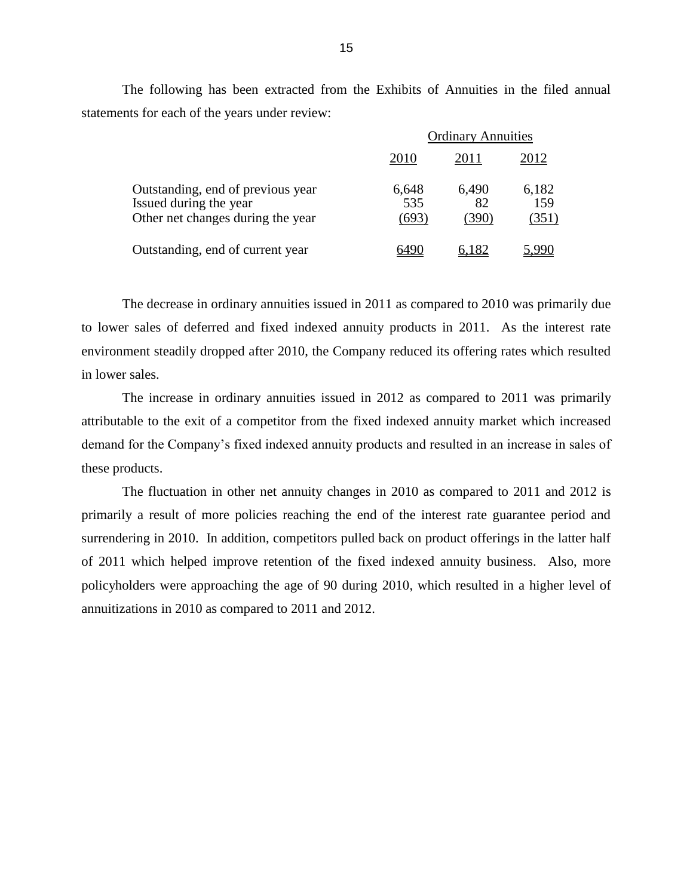The following has been extracted from the Exhibits of Annuities in the filed annual statements for each of the years under review:

| | Ordinary Annuities | | |
|---|---|---|---|
| | 2010 | 2011 | 2012 |
| Outstanding, end of previous year | 6,648 | 6,490 | 6,182 |
| Issued during the year | 535 | 82 | 159 |
| Other net changes during the year | (693) | (390) | (351) |
| Outstanding, end of current year | 6490 | 6,182 | 5,990 |

The decrease in ordinary annuities issued in 2011 as compared to 2010 was primarily due to lower sales of deferred and fixed indexed annuity products in 2011. As the interest rate environment steadily dropped after 2010, the Company reduced its offering rates which resulted in lower sales.

The increase in ordinary annuities issued in 2012 as compared to 2011 was primarily attributable to the exit of a competitor from the fixed indexed annuity market which increased demand for the Company's fixed indexed annuity products and resulted in an increase in sales of these products.

The fluctuation in other net annuity changes in 2010 as compared to 2011 and 2012 is primarily a result of more policies reaching the end of the interest rate guarantee period and surrendering in 2010. In addition, competitors pulled back on product offerings in the latter half of 2011 which helped improve retention of the fixed indexed annuity business. Also, more policyholders were approaching the age of 90 during 2010, which resulted in a higher level of annuitizations in 2010 as compared to 2011 and 2012.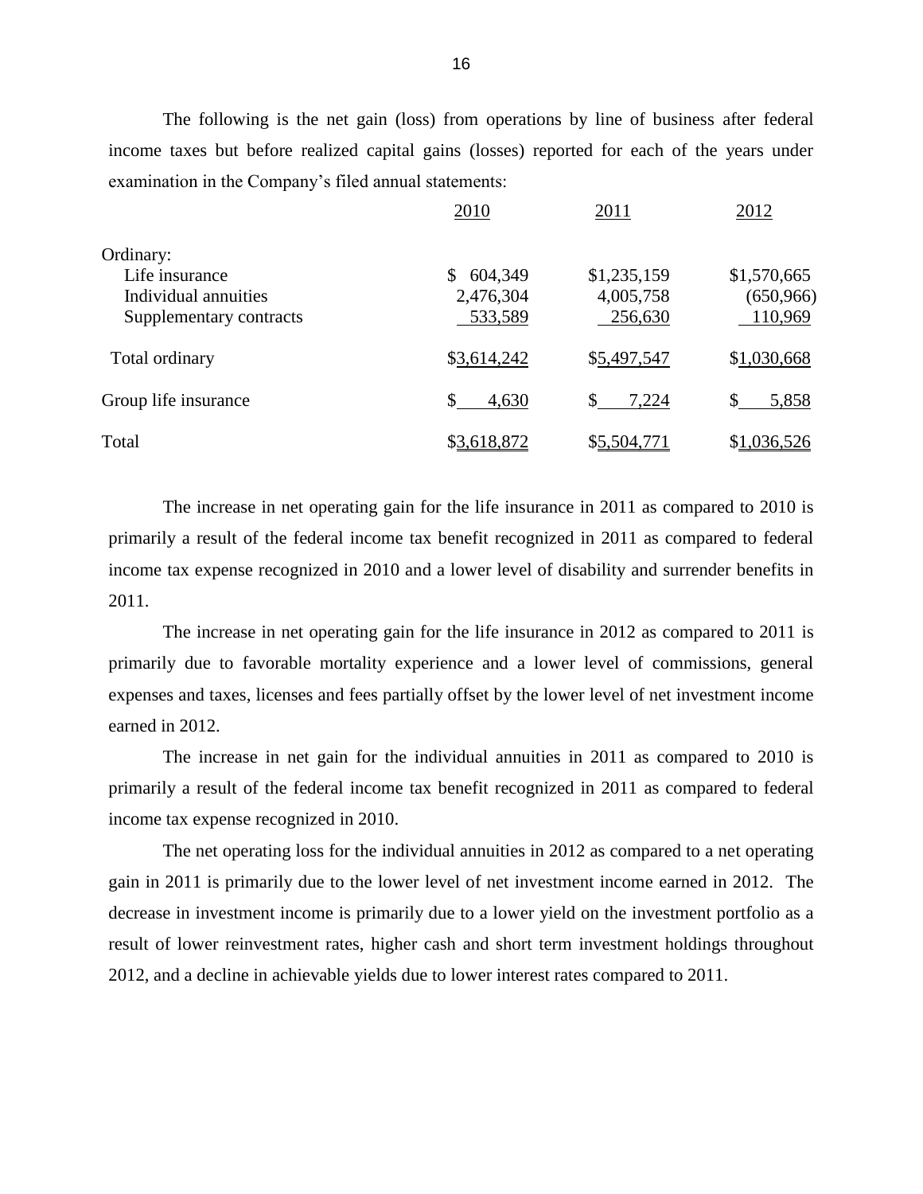The following is the net gain (loss) from operations by line of business after federal income taxes but before realized capital gains (losses) reported for each of the years under examination in the Company's filed annual statements:

| | 2010 | 2011 | 2012 |
|---|---|---|---|
| Ordinary: | | | |
| Life insurance | $ 604,349 | $1,235,159 | $1,570,665 |
| Individual annuities | 2,476,304 | 4,005,758 | (650,966) |
| Supplementary contracts | 533,589 | 256,630 | 110,969 |
| Total ordinary | $3,614,242 | $5,497,547 | $1,030,668 |
| Group life insurance | $ 4,630 | $ 7,224 | $ 5,858 |
| Total | $3,618,872 | $5,504,771 | $1,036,526 |

The increase in net operating gain for the life insurance in 2011 as compared to 2010 is primarily a result of the federal income tax benefit recognized in 2011 as compared to federal income tax expense recognized in 2010 and a lower level of disability and surrender benefits in 2011.

The increase in net operating gain for the life insurance in 2012 as compared to 2011 is primarily due to favorable mortality experience and a lower level of commissions, general expenses and taxes, licenses and fees partially offset by the lower level of net investment income earned in 2012.

The increase in net gain for the individual annuities in 2011 as compared to 2010 is primarily a result of the federal income tax benefit recognized in 2011 as compared to federal income tax expense recognized in 2010.

The net operating loss for the individual annuities in 2012 as compared to a net operating gain in 2011 is primarily due to the lower level of net investment income earned in 2012. The decrease in investment income is primarily due to a lower yield on the investment portfolio as a result of lower reinvestment rates, higher cash and short term investment holdings throughout 2012, and a decline in achievable yields due to lower interest rates compared to 2011.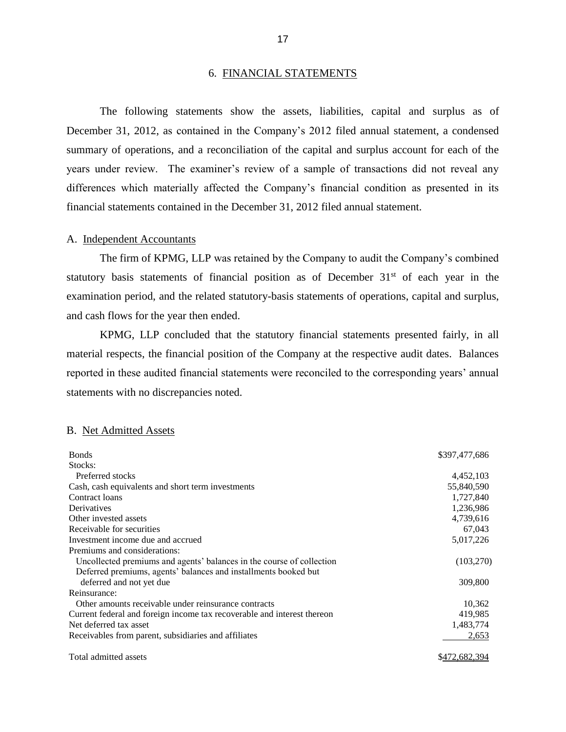## 6. FINANCIAL STATEMENTS

The following statements show the assets, liabilities, capital and surplus as of December 31, 2012, as contained in the Company's 2012 filed annual statement, a condensed summary of operations, and a reconciliation of the capital and surplus account for each of the years under review. The examiner's review of a sample of transactions did not reveal any differences which materially affected the Company's financial condition as presented in its financial statements contained in the December 31, 2012 filed annual statement.

### A. Independent Accountants

The firm of KPMG, LLP was retained by the Company to audit the Company's combined statutory basis statements of financial position as of December 31st of each year in the examination period, and the related statutory-basis statements of operations, capital and surplus, and cash flows for the year then ended.

KPMG, LLP concluded that the statutory financial statements presented fairly, in all material respects, the financial position of the Company at the respective audit dates. Balances reported in these audited financial statements were reconciled to the corresponding years' annual statements with no discrepancies noted.

### B. Net Admitted Assets

| | |
|---|---|
| Bonds | $397,477,686 |
| Stocks: | |
| Preferred stocks | 4,452,103 |
| Cash, cash equivalents and short term investments | 55,840,590 |
| Contract loans | 1,727,840 |
| Derivatives | 1,236,986 |
| Other invested assets | 4,739,616 |
| Receivable for securities | 67,043 |
| Investment income due and accrued | 5,017,226 |
| Premiums and considerations: | |
| Uncollected premiums and agents' balances in the course of collection | (103,270) |
| Deferred premiums, agents' balances and installments booked but deferred and not yet due | 309,800 |
| Reinsurance: | |
| Other amounts receivable under reinsurance contracts | 10,362 |
| Current federal and foreign income tax recoverable and interest thereon | 419,985 |
| Net deferred tax asset | 1,483,774 |
| Receivables from parent, subsidiaries and affiliates | 2,653 |
| Total admitted assets | $472,682,394 |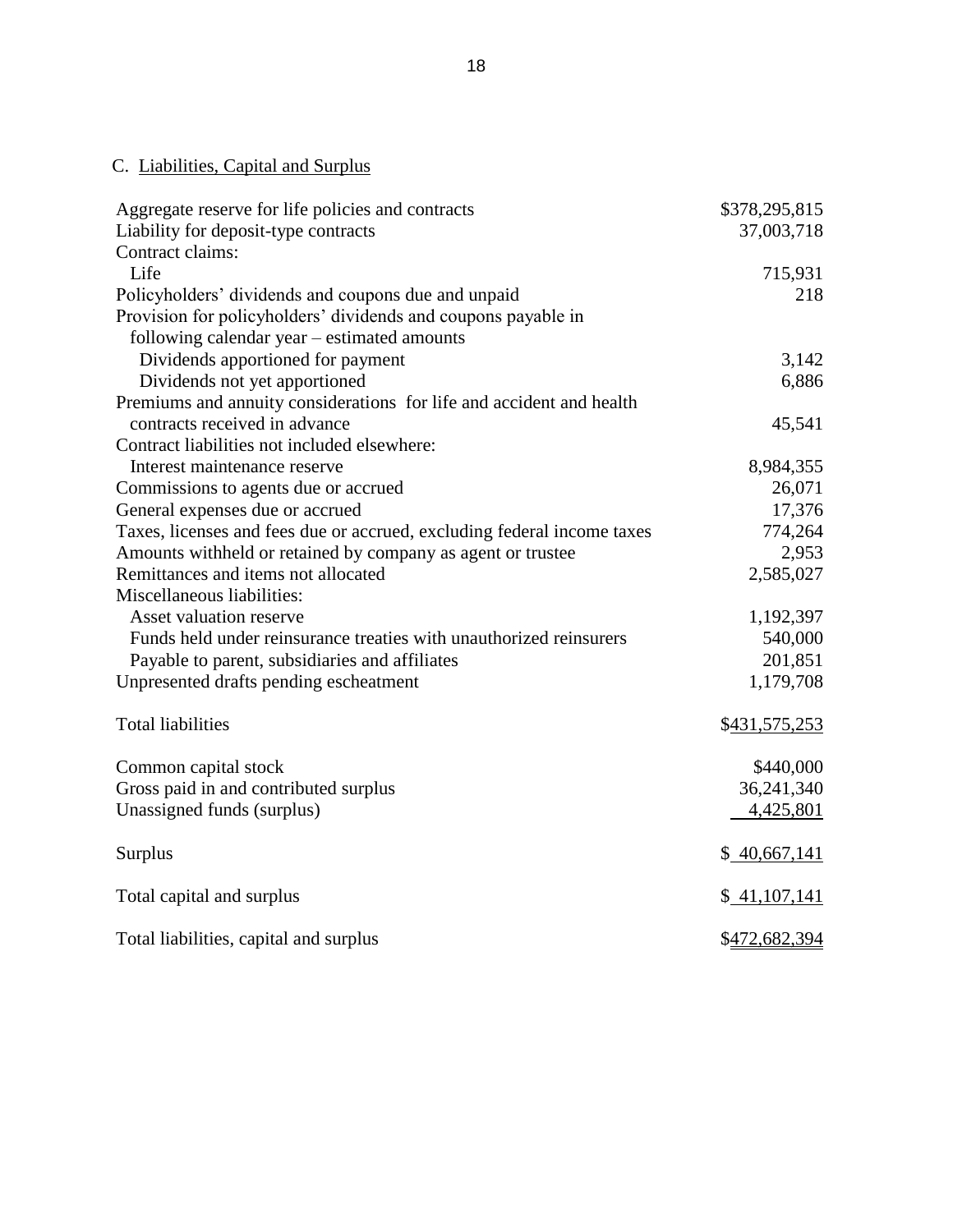## C. Liabilities, Capital and Surplus

| | |
|---|---:|
| Aggregate reserve for life policies and contracts | $378,295,815 |
| Liability for deposit-type contracts | 37,003,718 |
| Contract claims: | |
| Life | 715,931 |
| Policyholders' dividends and coupons due and unpaid | 218 |
| Provision for policyholders' dividends and coupons payable in following calendar year – estimated amounts | |
| Dividends apportioned for payment | 3,142 |
| Dividends not yet apportioned | 6,886 |
| Premiums and annuity considerations for life and accident and health contracts received in advance | 45,541 |
| Contract liabilities not included elsewhere: | |
| Interest maintenance reserve | 8,984,355 |
| Commissions to agents due or accrued | 26,071 |
| General expenses due or accrued | 17,376 |
| Taxes, licenses and fees due or accrued, excluding federal income taxes | 774,264 |
| Amounts withheld or retained by company as agent or trustee | 2,953 |
| Remittances and items not allocated | 2,585,027 |
| Miscellaneous liabilities: | |
| Asset valuation reserve | 1,192,397 |
| Funds held under reinsurance treaties with unauthorized reinsurers | 540,000 |
| Payable to parent, subsidiaries and affiliates | 201,851 |
| Unpresented drafts pending escheatment | 1,179,708 |
| Total liabilities | $431,575,253 |
| Common capital stock | $440,000 |
| Gross paid in and contributed surplus | 36,241,340 |
| Unassigned funds (surplus) | 4,425,801 |
| Surplus | $ 40,667,141 |
| Total capital and surplus | $ 41,107,141 |
| Total liabilities, capital and surplus | $472,682,394 |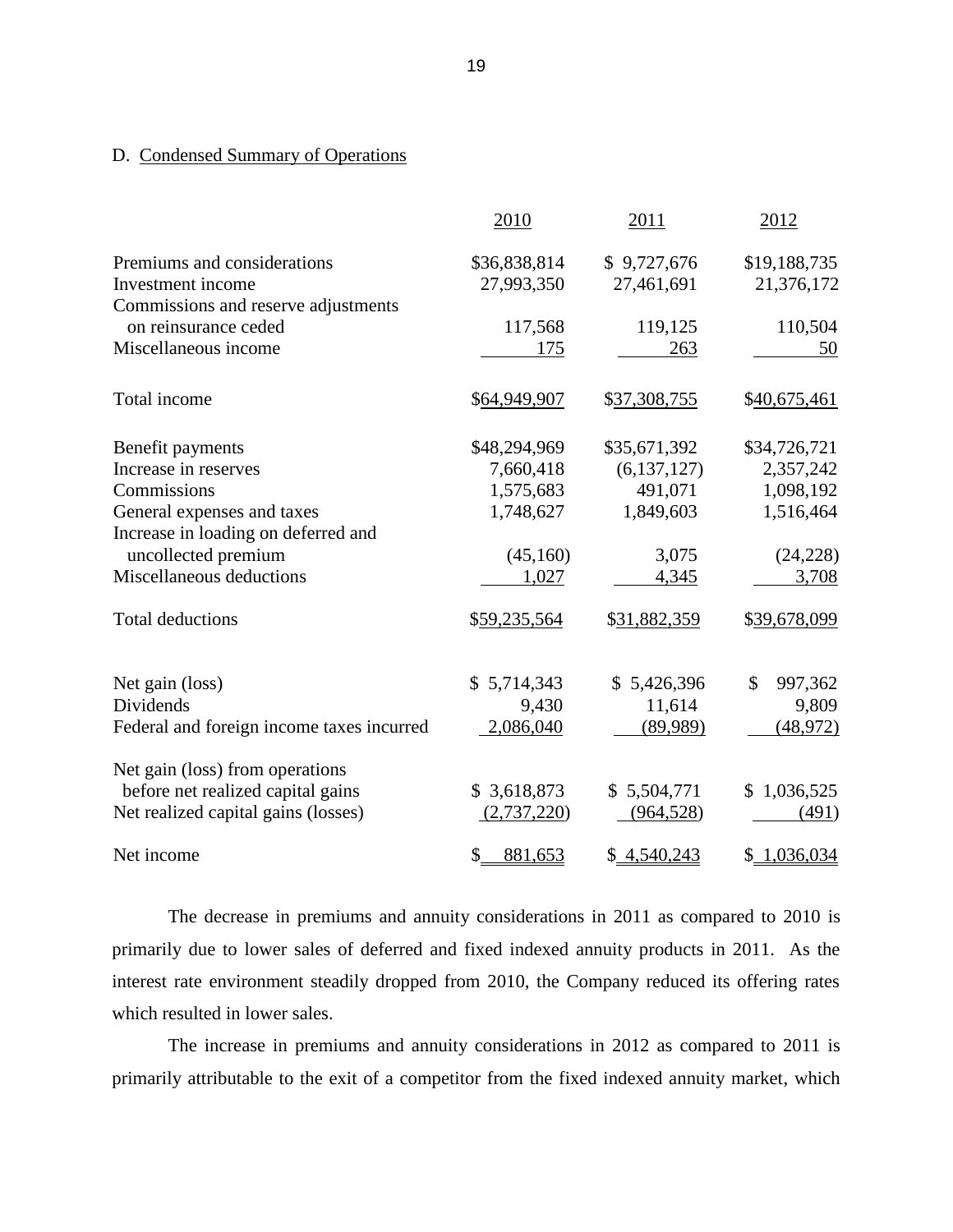D. Condensed Summary of Operations

| | 2010 | 2011 | 2012 |
|---|---|---|---|
| Premiums and considerations | $36,838,814 | $ 9,727,676 | $19,188,735 |
| Investment income | 27,993,350 | 27,461,691 | 21,376,172 |
| Commissions and reserve adjustments on reinsurance ceded | 117,568 | 119,125 | 110,504 |
| Miscellaneous income | 175 | 263 | 50 |
| Total income | $64,949,907 | $37,308,755 | $40,675,461 |
| Benefit payments | $48,294,969 | $35,671,392 | $34,726,721 |
| Increase in reserves | 7,660,418 | (6,137,127) | 2,357,242 |
| Commissions | 1,575,683 | 491,071 | 1,098,192 |
| General expenses and taxes | 1,748,627 | 1,849,603 | 1,516,464 |
| Increase in loading on deferred and uncollected premium | (45,160) | 3,075 | (24,228) |
| Miscellaneous deductions | 1,027 | 4,345 | 3,708 |
| Total deductions | $59,235,564 | $31,882,359 | $39,678,099 |
| Net gain (loss) | $ 5,714,343 | $ 5,426,396 | $ 997,362 |
| Dividends | 9,430 | 11,614 | 9,809 |
| Federal and foreign income taxes incurred | 2,086,040 | (89,989) | (48,972) |
| Net gain (loss) from operations before net realized capital gains | $ 3,618,873 | $ 5,504,771 | $ 1,036,525 |
| Net realized capital gains (losses) | (2,737,220) | (964,528) | (491) |
| Net income | $ 881,653 | $ 4,540,243 | $ 1,036,034 |

The decrease in premiums and annuity considerations in 2011 as compared to 2010 is primarily due to lower sales of deferred and fixed indexed annuity products in 2011. As the interest rate environment steadily dropped from 2010, the Company reduced its offering rates which resulted in lower sales.

The increase in premiums and annuity considerations in 2012 as compared to 2011 is primarily attributable to the exit of a competitor from the fixed indexed annuity market, which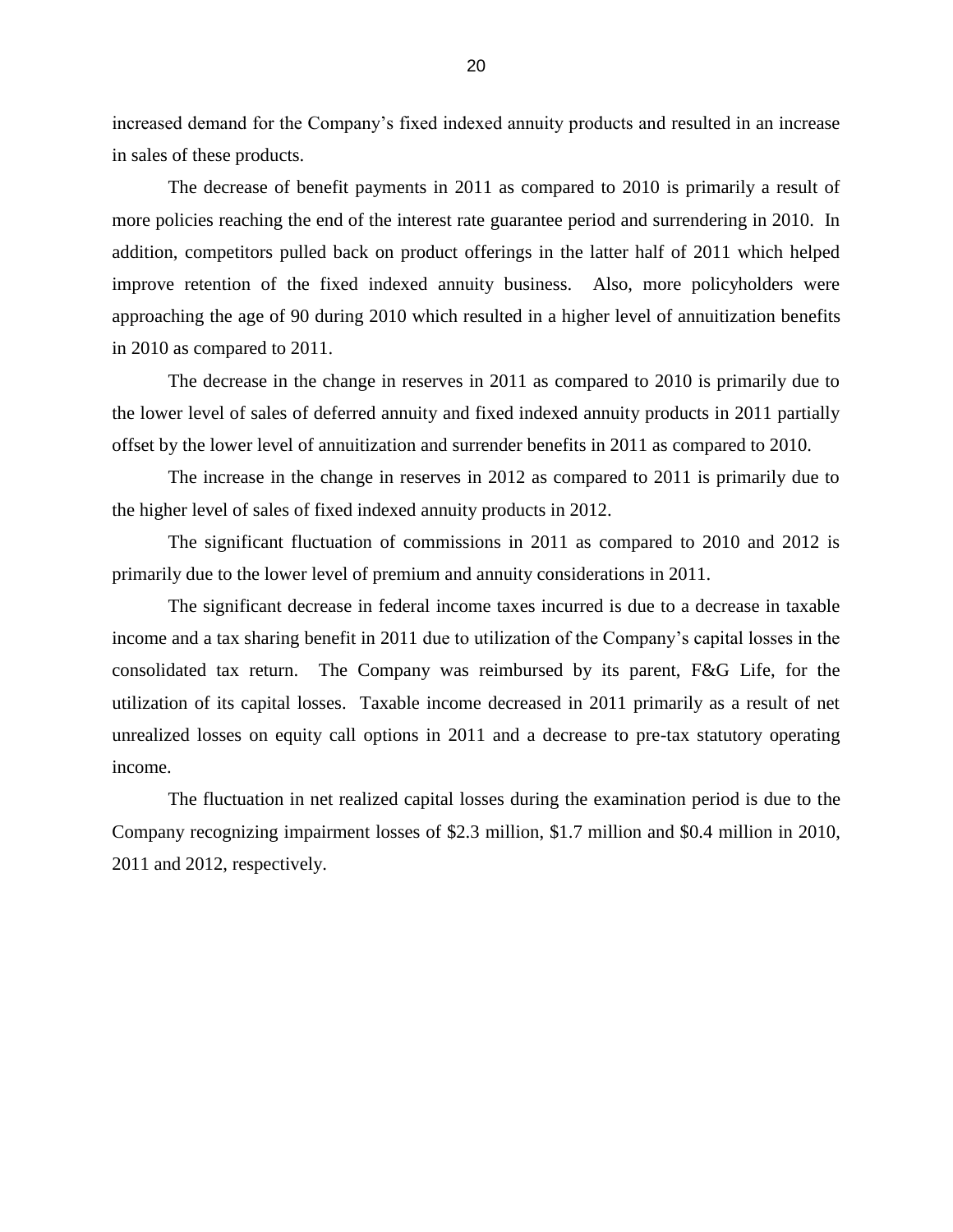increased demand for the Company's fixed indexed annuity products and resulted in an increase in sales of these products.

The decrease of benefit payments in 2011 as compared to 2010 is primarily a result of more policies reaching the end of the interest rate guarantee period and surrendering in 2010. In addition, competitors pulled back on product offerings in the latter half of 2011 which helped improve retention of the fixed indexed annuity business. Also, more policyholders were approaching the age of 90 during 2010 which resulted in a higher level of annuitization benefits in 2010 as compared to 2011.

The decrease in the change in reserves in 2011 as compared to 2010 is primarily due to the lower level of sales of deferred annuity and fixed indexed annuity products in 2011 partially offset by the lower level of annuitization and surrender benefits in 2011 as compared to 2010.

The increase in the change in reserves in 2012 as compared to 2011 is primarily due to the higher level of sales of fixed indexed annuity products in 2012.

The significant fluctuation of commissions in 2011 as compared to 2010 and 2012 is primarily due to the lower level of premium and annuity considerations in 2011.

The significant decrease in federal income taxes incurred is due to a decrease in taxable income and a tax sharing benefit in 2011 due to utilization of the Company's capital losses in the consolidated tax return. The Company was reimbursed by its parent, F&G Life, for the utilization of its capital losses. Taxable income decreased in 2011 primarily as a result of net unrealized losses on equity call options in 2011 and a decrease to pre-tax statutory operating income.

The fluctuation in net realized capital losses during the examination period is due to the Company recognizing impairment losses of $2.3 million, $1.7 million and $0.4 million in 2010, 2011 and 2012, respectively.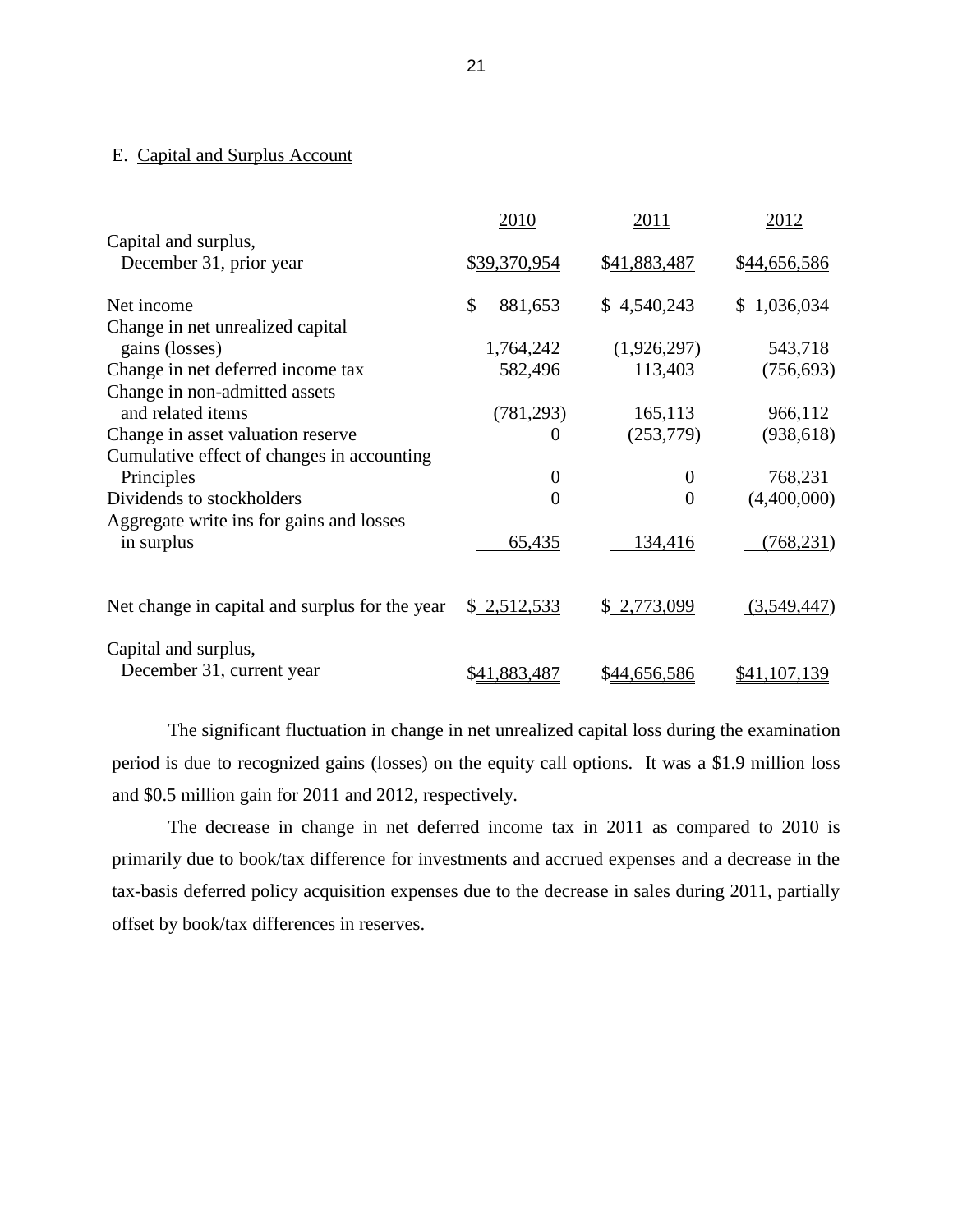E. Capital and Surplus Account

| | 2010 | 2011 | 2012 |
|---|---|---|---|
| Capital and surplus, December 31, prior year | $39,370,954 | $41,883,487 | $44,656,586 |
| Net income | $ 881,653 | $ 4,540,243 | $ 1,036,034 |
| Change in net unrealized capital gains (losses) | 1,764,242 | (1,926,297) | 543,718 |
| Change in net deferred income tax | 582,496 | 113,403 | (756,693) |
| Change in non-admitted assets and related items | (781,293) | 165,113 | 966,112 |
| Change in asset valuation reserve | 0 | (253,779) | (938,618) |
| Cumulative effect of changes in accounting Principles | 0 | 0 | 768,231 |
| Dividends to stockholders | 0 | 0 | (4,400,000) |
| Aggregate write ins for gains and losses in surplus | 65,435 | 134,416 | (768,231) |
| Net change in capital and surplus for the year | $ 2,512,533 | $ 2,773,099 | (3,549,447) |
| Capital and surplus, December 31, current year | $41,883,487 | $44,656,586 | $41,107,139 |

The significant fluctuation in change in net unrealized capital loss during the examination period is due to recognized gains (losses) on the equity call options. It was a $1.9 million loss and $0.5 million gain for 2011 and 2012, respectively.

The decrease in change in net deferred income tax in 2011 as compared to 2010 is primarily due to book/tax difference for investments and accrued expenses and a decrease in the tax-basis deferred policy acquisition expenses due to the decrease in sales during 2011, partially offset by book/tax differences in reserves.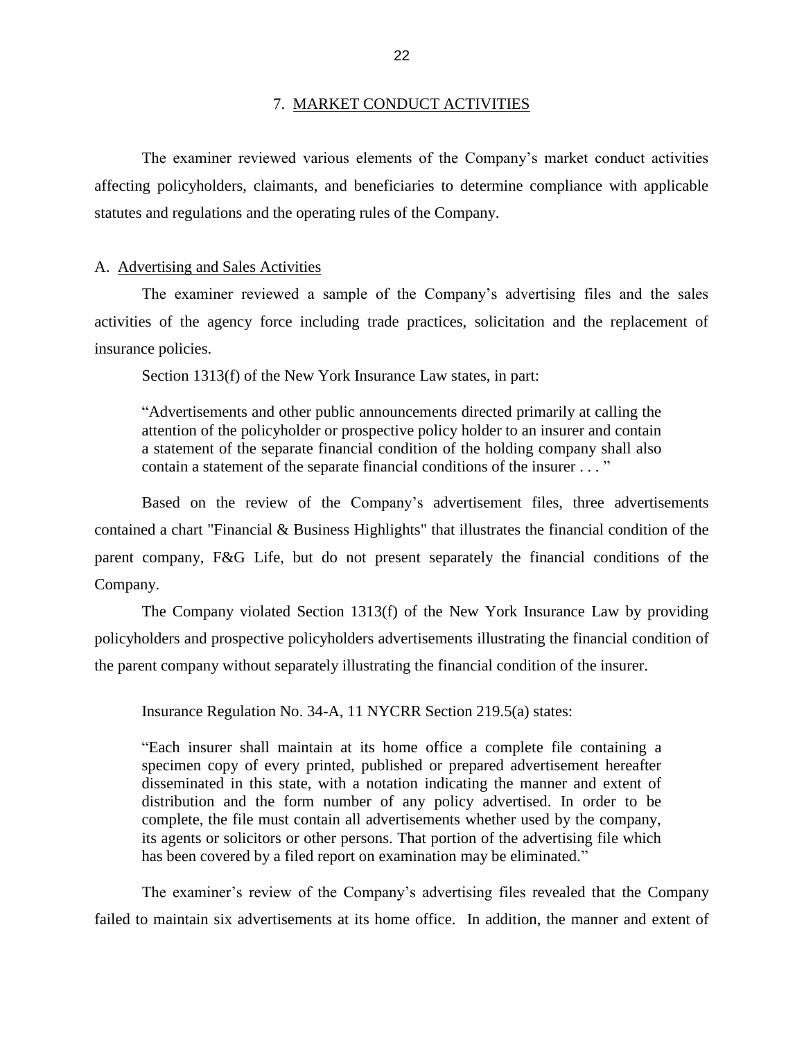## 7. MARKET CONDUCT ACTIVITIES

The examiner reviewed various elements of the Company's market conduct activities affecting policyholders, claimants, and beneficiaries to determine compliance with applicable statutes and regulations and the operating rules of the Company.

### A. Advertising and Sales Activities

The examiner reviewed a sample of the Company's advertising files and the sales activities of the agency force including trade practices, solicitation and the replacement of insurance policies.

Section 1313(f) of the New York Insurance Law states, in part:

> "Advertisements and other public announcements directed primarily at calling the attention of the policyholder or prospective policy holder to an insurer and contain a statement of the separate financial condition of the holding company shall also contain a statement of the separate financial conditions of the insurer . . . "

Based on the review of the Company's advertisement files, three advertisements contained a chart "Financial & Business Highlights" that illustrates the financial condition of the parent company, F&G Life, but do not present separately the financial conditions of the Company.

The Company violated Section 1313(f) of the New York Insurance Law by providing policyholders and prospective policyholders advertisements illustrating the financial condition of the parent company without separately illustrating the financial condition of the insurer.

Insurance Regulation No. 34-A, 11 NYCRR Section 219.5(a) states:

> "Each insurer shall maintain at its home office a complete file containing a specimen copy of every printed, published or prepared advertisement hereafter disseminated in this state, with a notation indicating the manner and extent of distribution and the form number of any policy advertised. In order to be complete, the file must contain all advertisements whether used by the company, its agents or solicitors or other persons. That portion of the advertising file which has been covered by a filed report on examination may be eliminated."

The examiner's review of the Company's advertising files revealed that the Company failed to maintain six advertisements at its home office. In addition, the manner and extent of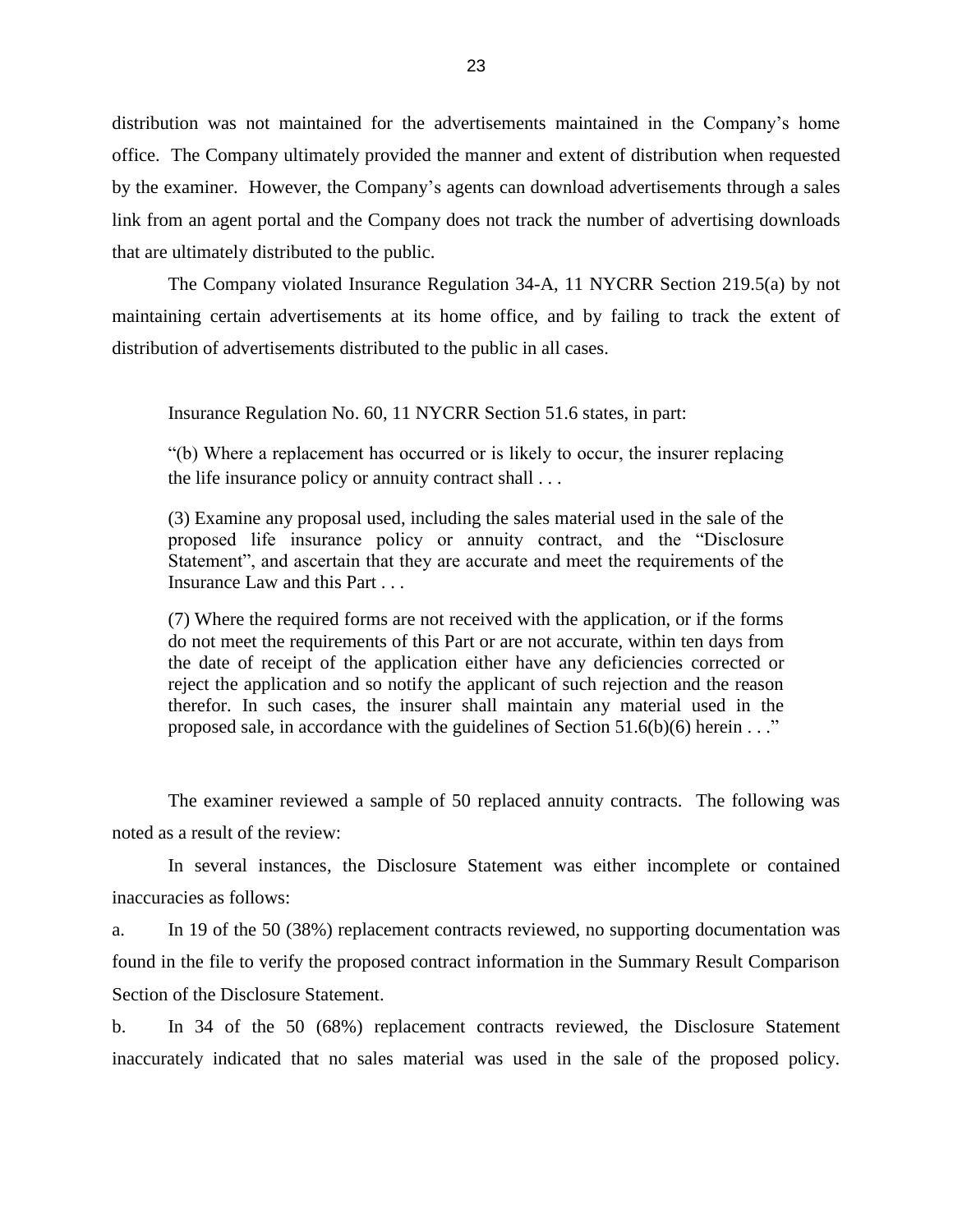distribution was not maintained for the advertisements maintained in the Company's home office. The Company ultimately provided the manner and extent of distribution when requested by the examiner. However, the Company's agents can download advertisements through a sales link from an agent portal and the Company does not track the number of advertising downloads that are ultimately distributed to the public.

The Company violated Insurance Regulation 34-A, 11 NYCRR Section 219.5(a) by not maintaining certain advertisements at its home office, and by failing to track the extent of distribution of advertisements distributed to the public in all cases.

Insurance Regulation No. 60, 11 NYCRR Section 51.6 states, in part:

> "(b) Where a replacement has occurred or is likely to occur, the insurer replacing the life insurance policy or annuity contract shall . . .
>
> (3) Examine any proposal used, including the sales material used in the sale of the proposed life insurance policy or annuity contract, and the "Disclosure Statement", and ascertain that they are accurate and meet the requirements of the Insurance Law and this Part . . .
>
> (7) Where the required forms are not received with the application, or if the forms do not meet the requirements of this Part or are not accurate, within ten days from the date of receipt of the application either have any deficiencies corrected or reject the application and so notify the applicant of such rejection and the reason therefor. In such cases, the insurer shall maintain any material used in the proposed sale, in accordance with the guidelines of Section 51.6(b)(6) herein . . ."

The examiner reviewed a sample of 50 replaced annuity contracts. The following was noted as a result of the review:

In several instances, the Disclosure Statement was either incomplete or contained inaccuracies as follows:

a. In 19 of the 50 (38%) replacement contracts reviewed, no supporting documentation was found in the file to verify the proposed contract information in the Summary Result Comparison Section of the Disclosure Statement.

b. In 34 of the 50 (68%) replacement contracts reviewed, the Disclosure Statement inaccurately indicated that no sales material was used in the sale of the proposed policy.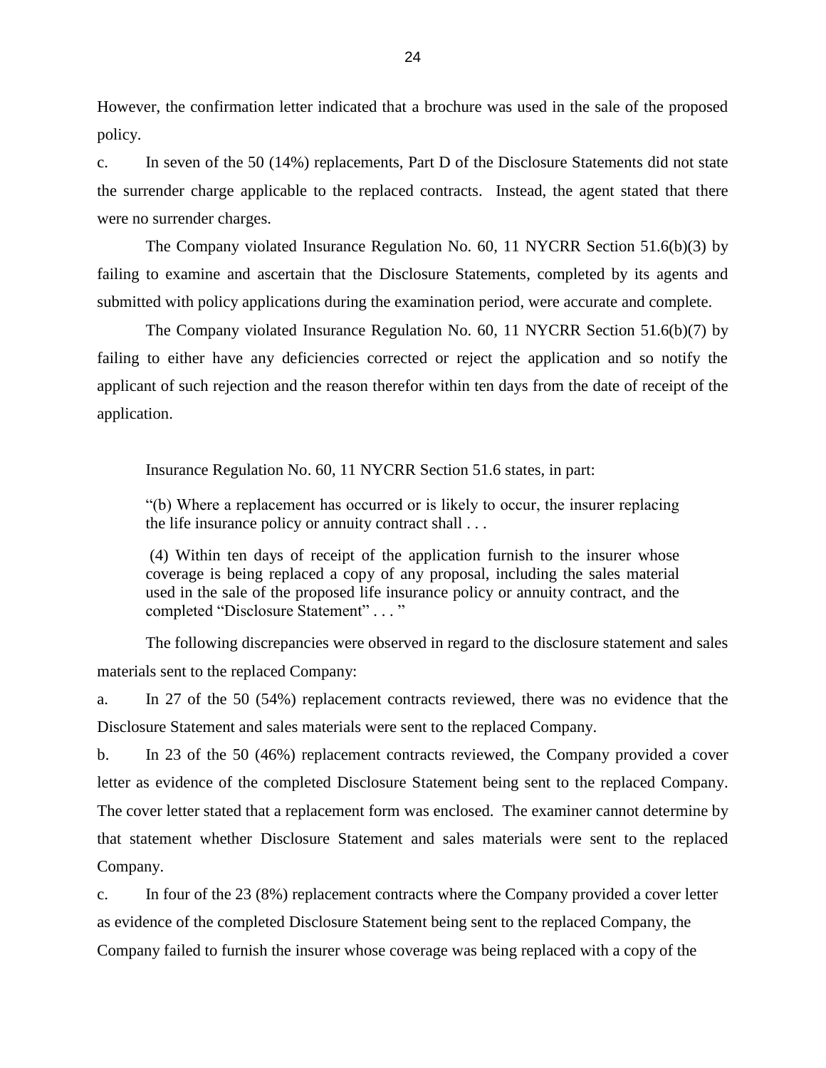However, the confirmation letter indicated that a brochure was used in the sale of the proposed policy.

c. In seven of the 50 (14%) replacements, Part D of the Disclosure Statements did not state the surrender charge applicable to the replaced contracts. Instead, the agent stated that there were no surrender charges.

The Company violated Insurance Regulation No. 60, 11 NYCRR Section 51.6(b)(3) by failing to examine and ascertain that the Disclosure Statements, completed by its agents and submitted with policy applications during the examination period, were accurate and complete.

The Company violated Insurance Regulation No. 60, 11 NYCRR Section 51.6(b)(7) by failing to either have any deficiencies corrected or reject the application and so notify the applicant of such rejection and the reason therefor within ten days from the date of receipt of the application.

Insurance Regulation No. 60, 11 NYCRR Section 51.6 states, in part:

> "(b) Where a replacement has occurred or is likely to occur, the insurer replacing the life insurance policy or annuity contract shall . . .
>
> (4) Within ten days of receipt of the application furnish to the insurer whose coverage is being replaced a copy of any proposal, including the sales material used in the sale of the proposed life insurance policy or annuity contract, and the completed "Disclosure Statement" . . . "

The following discrepancies were observed in regard to the disclosure statement and sales materials sent to the replaced Company:

a. In 27 of the 50 (54%) replacement contracts reviewed, there was no evidence that the Disclosure Statement and sales materials were sent to the replaced Company.

b. In 23 of the 50 (46%) replacement contracts reviewed, the Company provided a cover letter as evidence of the completed Disclosure Statement being sent to the replaced Company. The cover letter stated that a replacement form was enclosed. The examiner cannot determine by that statement whether Disclosure Statement and sales materials were sent to the replaced Company.

c. In four of the 23 (8%) replacement contracts where the Company provided a cover letter as evidence of the completed Disclosure Statement being sent to the replaced Company, the Company failed to furnish the insurer whose coverage was being replaced with a copy of the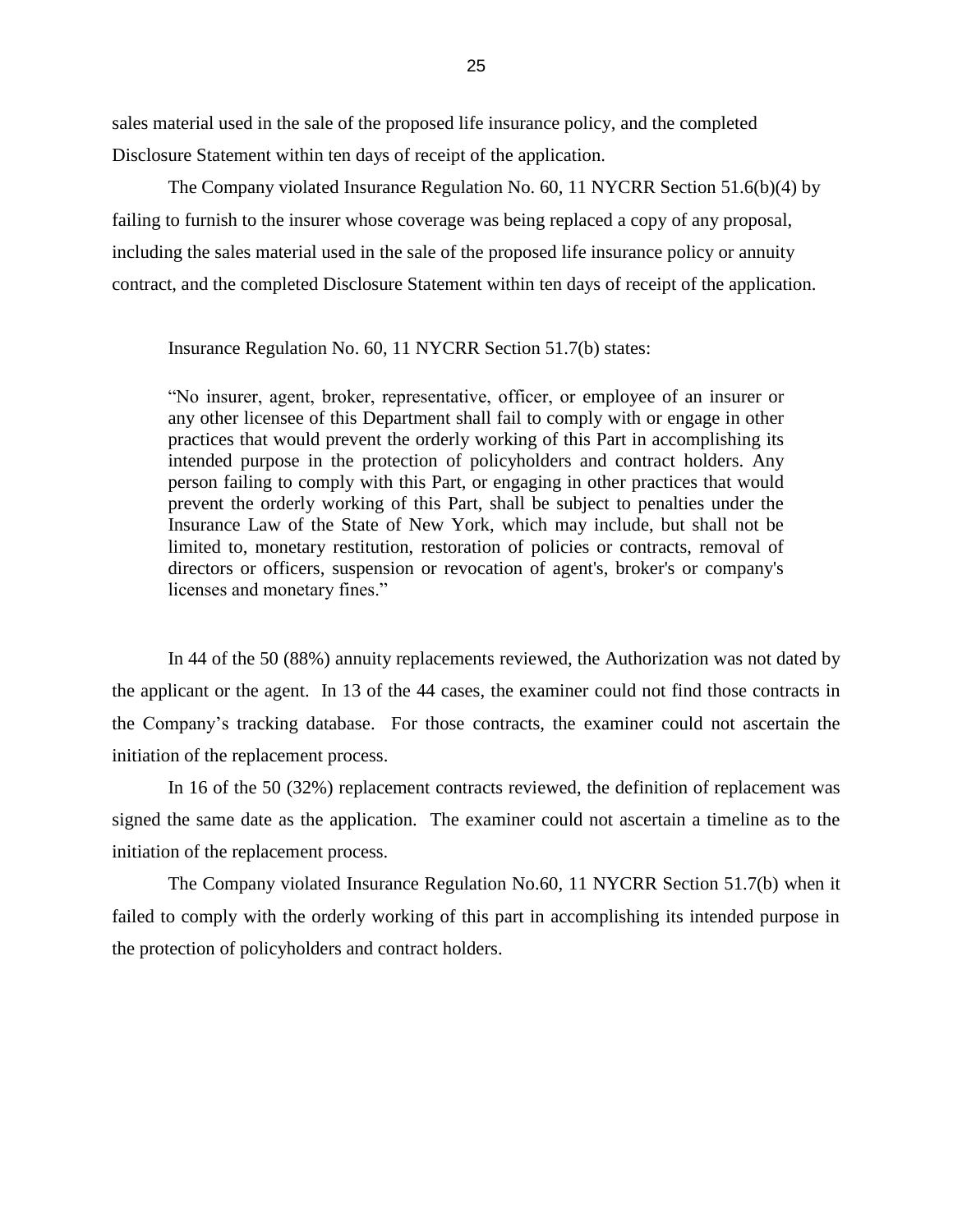sales material used in the sale of the proposed life insurance policy, and the completed Disclosure Statement within ten days of receipt of the application.

The Company violated Insurance Regulation No. 60, 11 NYCRR Section 51.6(b)(4) by failing to furnish to the insurer whose coverage was being replaced a copy of any proposal, including the sales material used in the sale of the proposed life insurance policy or annuity contract, and the completed Disclosure Statement within ten days of receipt of the application.

Insurance Regulation No. 60, 11 NYCRR Section 51.7(b) states:

> "No insurer, agent, broker, representative, officer, or employee of an insurer or any other licensee of this Department shall fail to comply with or engage in other practices that would prevent the orderly working of this Part in accomplishing its intended purpose in the protection of policyholders and contract holders. Any person failing to comply with this Part, or engaging in other practices that would prevent the orderly working of this Part, shall be subject to penalties under the Insurance Law of the State of New York, which may include, but shall not be limited to, monetary restitution, restoration of policies or contracts, removal of directors or officers, suspension or revocation of agent's, broker's or company's licenses and monetary fines."

In 44 of the 50 (88%) annuity replacements reviewed, the Authorization was not dated by the applicant or the agent. In 13 of the 44 cases, the examiner could not find those contracts in the Company's tracking database. For those contracts, the examiner could not ascertain the initiation of the replacement process.

In 16 of the 50 (32%) replacement contracts reviewed, the definition of replacement was signed the same date as the application. The examiner could not ascertain a timeline as to the initiation of the replacement process.

The Company violated Insurance Regulation No.60, 11 NYCRR Section 51.7(b) when it failed to comply with the orderly working of this part in accomplishing its intended purpose in the protection of policyholders and contract holders.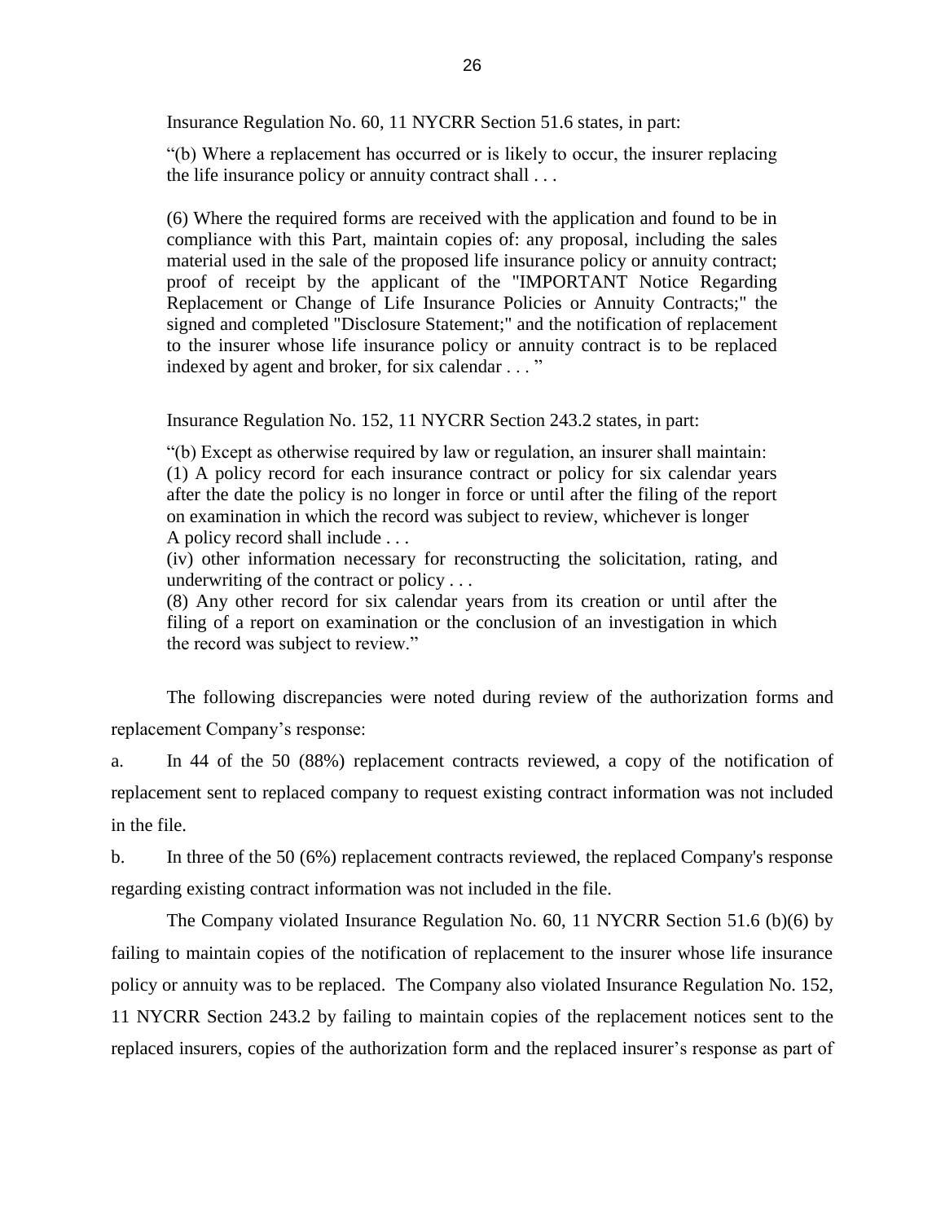Insurance Regulation No. 60, 11 NYCRR Section 51.6 states, in part:

> "(b) Where a replacement has occurred or is likely to occur, the insurer replacing the life insurance policy or annuity contract shall . . .
>
> (6) Where the required forms are received with the application and found to be in compliance with this Part, maintain copies of: any proposal, including the sales material used in the sale of the proposed life insurance policy or annuity contract; proof of receipt by the applicant of the "IMPORTANT Notice Regarding Replacement or Change of Life Insurance Policies or Annuity Contracts;" the signed and completed "Disclosure Statement;" and the notification of replacement to the insurer whose life insurance policy or annuity contract is to be replaced indexed by agent and broker, for six calendar . . . "

Insurance Regulation No. 152, 11 NYCRR Section 243.2 states, in part:

> "(b) Except as otherwise required by law or regulation, an insurer shall maintain:
> (1) A policy record for each insurance contract or policy for six calendar years after the date the policy is no longer in force or until after the filing of the report on examination in which the record was subject to review, whichever is longer
> A policy record shall include . . .
> (iv) other information necessary for reconstructing the solicitation, rating, and underwriting of the contract or policy . . .
> (8) Any other record for six calendar years from its creation or until after the filing of a report on examination or the conclusion of an investigation in which the record was subject to review."

The following discrepancies were noted during review of the authorization forms and replacement Company's response:

a. In 44 of the 50 (88%) replacement contracts reviewed, a copy of the notification of replacement sent to replaced company to request existing contract information was not included in the file.

b. In three of the 50 (6%) replacement contracts reviewed, the replaced Company's response regarding existing contract information was not included in the file.

The Company violated Insurance Regulation No. 60, 11 NYCRR Section 51.6 (b)(6) by failing to maintain copies of the notification of replacement to the insurer whose life insurance policy or annuity was to be replaced. The Company also violated Insurance Regulation No. 152, 11 NYCRR Section 243.2 by failing to maintain copies of the replacement notices sent to the replaced insurers, copies of the authorization form and the replaced insurer's response as part of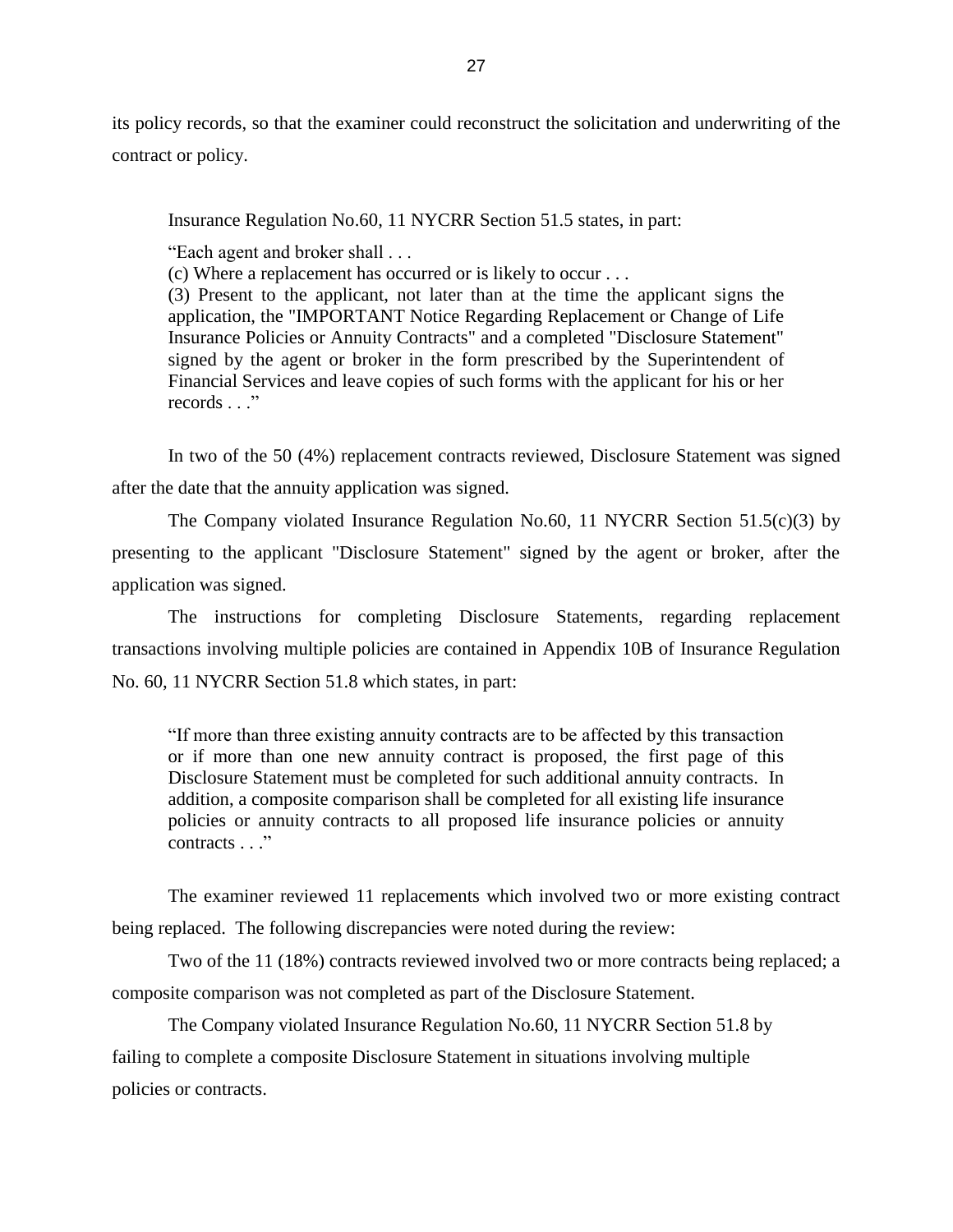its policy records, so that the examiner could reconstruct the solicitation and underwriting of the contract or policy.

> Insurance Regulation No.60, 11 NYCRR Section 51.5 states, in part:
>
> "Each agent and broker shall . . .
> (c) Where a replacement has occurred or is likely to occur . . .
> (3) Present to the applicant, not later than at the time the applicant signs the application, the "IMPORTANT Notice Regarding Replacement or Change of Life Insurance Policies or Annuity Contracts" and a completed "Disclosure Statement" signed by the agent or broker in the form prescribed by the Superintendent of Financial Services and leave copies of such forms with the applicant for his or her records . . ."

In two of the 50 (4%) replacement contracts reviewed, Disclosure Statement was signed after the date that the annuity application was signed.

The Company violated Insurance Regulation No.60, 11 NYCRR Section 51.5(c)(3) by presenting to the applicant "Disclosure Statement" signed by the agent or broker, after the application was signed.

The instructions for completing Disclosure Statements, regarding replacement transactions involving multiple policies are contained in Appendix 10B of Insurance Regulation No. 60, 11 NYCRR Section 51.8 which states, in part:

> "If more than three existing annuity contracts are to be affected by this transaction or if more than one new annuity contract is proposed, the first page of this Disclosure Statement must be completed for such additional annuity contracts. In addition, a composite comparison shall be completed for all existing life insurance policies or annuity contracts to all proposed life insurance policies or annuity contracts . . ."

The examiner reviewed 11 replacements which involved two or more existing contract being replaced. The following discrepancies were noted during the review:

Two of the 11 (18%) contracts reviewed involved two or more contracts being replaced; a composite comparison was not completed as part of the Disclosure Statement.

The Company violated Insurance Regulation No.60, 11 NYCRR Section 51.8 by failing to complete a composite Disclosure Statement in situations involving multiple policies or contracts.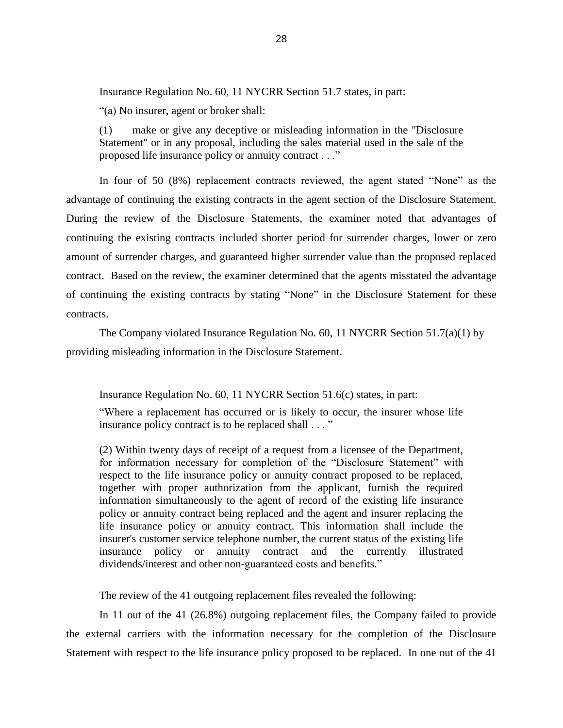Insurance Regulation No. 60, 11 NYCRR Section 51.7 states, in part:

> "(a) No insurer, agent or broker shall:
>
> (1) make or give any deceptive or misleading information in the "Disclosure Statement" or in any proposal, including the sales material used in the sale of the proposed life insurance policy or annuity contract . . ."

In four of 50 (8%) replacement contracts reviewed, the agent stated "None" as the advantage of continuing the existing contracts in the agent section of the Disclosure Statement. During the review of the Disclosure Statements, the examiner noted that advantages of continuing the existing contracts included shorter period for surrender charges, lower or zero amount of surrender charges, and guaranteed higher surrender value than the proposed replaced contract. Based on the review, the examiner determined that the agents misstated the advantage of continuing the existing contracts by stating "None" in the Disclosure Statement for these contracts.

The Company violated Insurance Regulation No. 60, 11 NYCRR Section 51.7(a)(1) by providing misleading information in the Disclosure Statement.

Insurance Regulation No. 60, 11 NYCRR Section 51.6(c) states, in part:

> "Where a replacement has occurred or is likely to occur, the insurer whose life insurance policy contract is to be replaced shall . . . "
>
> (2) Within twenty days of receipt of a request from a licensee of the Department, for information necessary for completion of the "Disclosure Statement" with respect to the life insurance policy or annuity contract proposed to be replaced, together with proper authorization from the applicant, furnish the required information simultaneously to the agent of record of the existing life insurance policy or annuity contract being replaced and the agent and insurer replacing the life insurance policy or annuity contract. This information shall include the insurer's customer service telephone number, the current status of the existing life insurance policy or annuity contract and the currently illustrated dividends/interest and other non-guaranteed costs and benefits."

The review of the 41 outgoing replacement files revealed the following:

In 11 out of the 41 (26.8%) outgoing replacement files, the Company failed to provide the external carriers with the information necessary for the completion of the Disclosure Statement with respect to the life insurance policy proposed to be replaced. In one out of the 41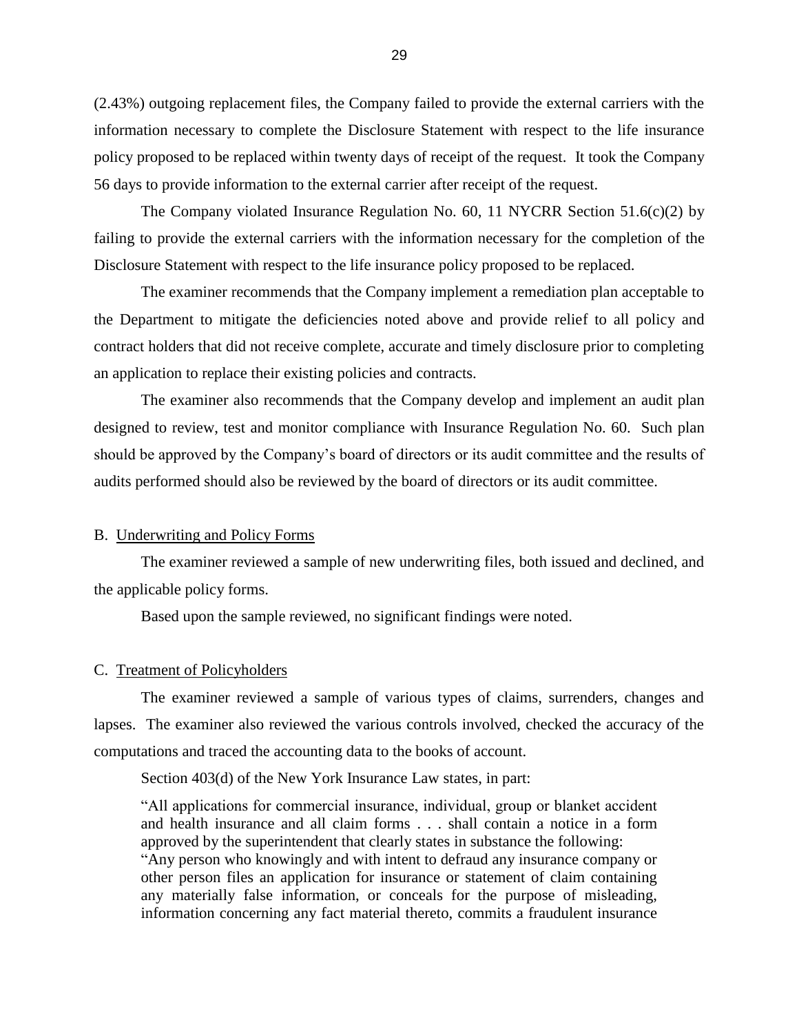(2.43%) outgoing replacement files, the Company failed to provide the external carriers with the information necessary to complete the Disclosure Statement with respect to the life insurance policy proposed to be replaced within twenty days of receipt of the request. It took the Company 56 days to provide information to the external carrier after receipt of the request.

The Company violated Insurance Regulation No. 60, 11 NYCRR Section 51.6(c)(2) by failing to provide the external carriers with the information necessary for the completion of the Disclosure Statement with respect to the life insurance policy proposed to be replaced.

The examiner recommends that the Company implement a remediation plan acceptable to the Department to mitigate the deficiencies noted above and provide relief to all policy and contract holders that did not receive complete, accurate and timely disclosure prior to completing an application to replace their existing policies and contracts.

The examiner also recommends that the Company develop and implement an audit plan designed to review, test and monitor compliance with Insurance Regulation No. 60. Such plan should be approved by the Company's board of directors or its audit committee and the results of audits performed should also be reviewed by the board of directors or its audit committee.

## B. Underwriting and Policy Forms

The examiner reviewed a sample of new underwriting files, both issued and declined, and the applicable policy forms.

Based upon the sample reviewed, no significant findings were noted.

## C. Treatment of Policyholders

The examiner reviewed a sample of various types of claims, surrenders, changes and lapses. The examiner also reviewed the various controls involved, checked the accuracy of the computations and traced the accounting data to the books of account.

Section 403(d) of the New York Insurance Law states, in part:

> "All applications for commercial insurance, individual, group or blanket accident and health insurance and all claim forms . . . shall contain a notice in a form approved by the superintendent that clearly states in substance the following:
> "Any person who knowingly and with intent to defraud any insurance company or other person files an application for insurance or statement of claim containing any materially false information, or conceals for the purpose of misleading, information concerning any fact material thereto, commits a fraudulent insurance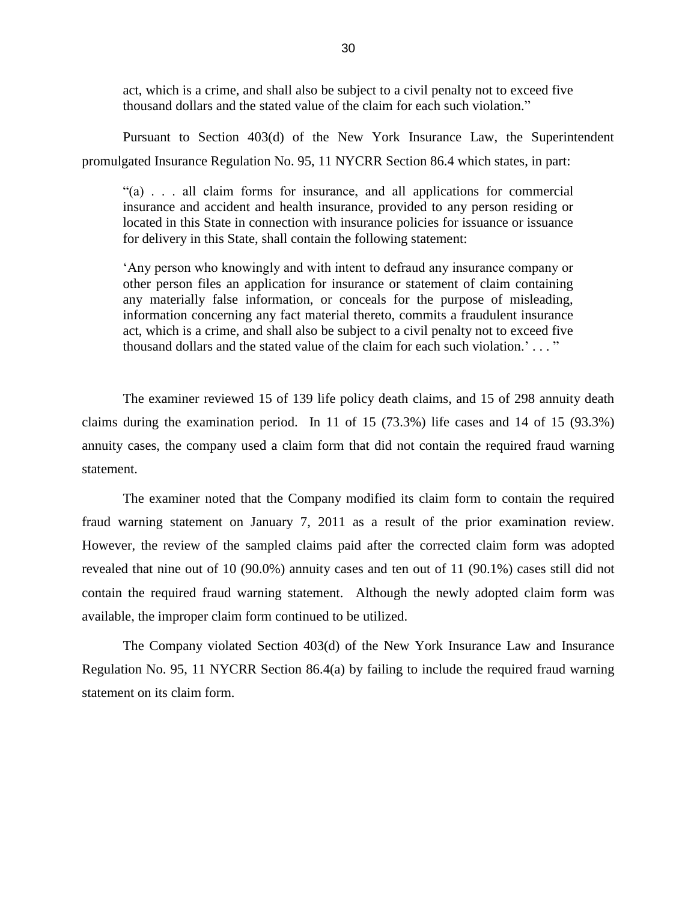> act, which is a crime, and shall also be subject to a civil penalty not to exceed five thousand dollars and the stated value of the claim for each such violation."

Pursuant to Section 403(d) of the New York Insurance Law, the Superintendent promulgated Insurance Regulation No. 95, 11 NYCRR Section 86.4 which states, in part:

> "(a) . . . all claim forms for insurance, and all applications for commercial insurance and accident and health insurance, provided to any person residing or located in this State in connection with insurance policies for issuance or issuance for delivery in this State, shall contain the following statement:
>
> 'Any person who knowingly and with intent to defraud any insurance company or other person files an application for insurance or statement of claim containing any materially false information, or conceals for the purpose of misleading, information concerning any fact material thereto, commits a fraudulent insurance act, which is a crime, and shall also be subject to a civil penalty not to exceed five thousand dollars and the stated value of the claim for each such violation.' . . . "

The examiner reviewed 15 of 139 life policy death claims, and 15 of 298 annuity death claims during the examination period. In 11 of 15 (73.3%) life cases and 14 of 15 (93.3%) annuity cases, the company used a claim form that did not contain the required fraud warning statement.

The examiner noted that the Company modified its claim form to contain the required fraud warning statement on January 7, 2011 as a result of the prior examination review. However, the review of the sampled claims paid after the corrected claim form was adopted revealed that nine out of 10 (90.0%) annuity cases and ten out of 11 (90.1%) cases still did not contain the required fraud warning statement. Although the newly adopted claim form was available, the improper claim form continued to be utilized.

The Company violated Section 403(d) of the New York Insurance Law and Insurance Regulation No. 95, 11 NYCRR Section 86.4(a) by failing to include the required fraud warning statement on its claim form.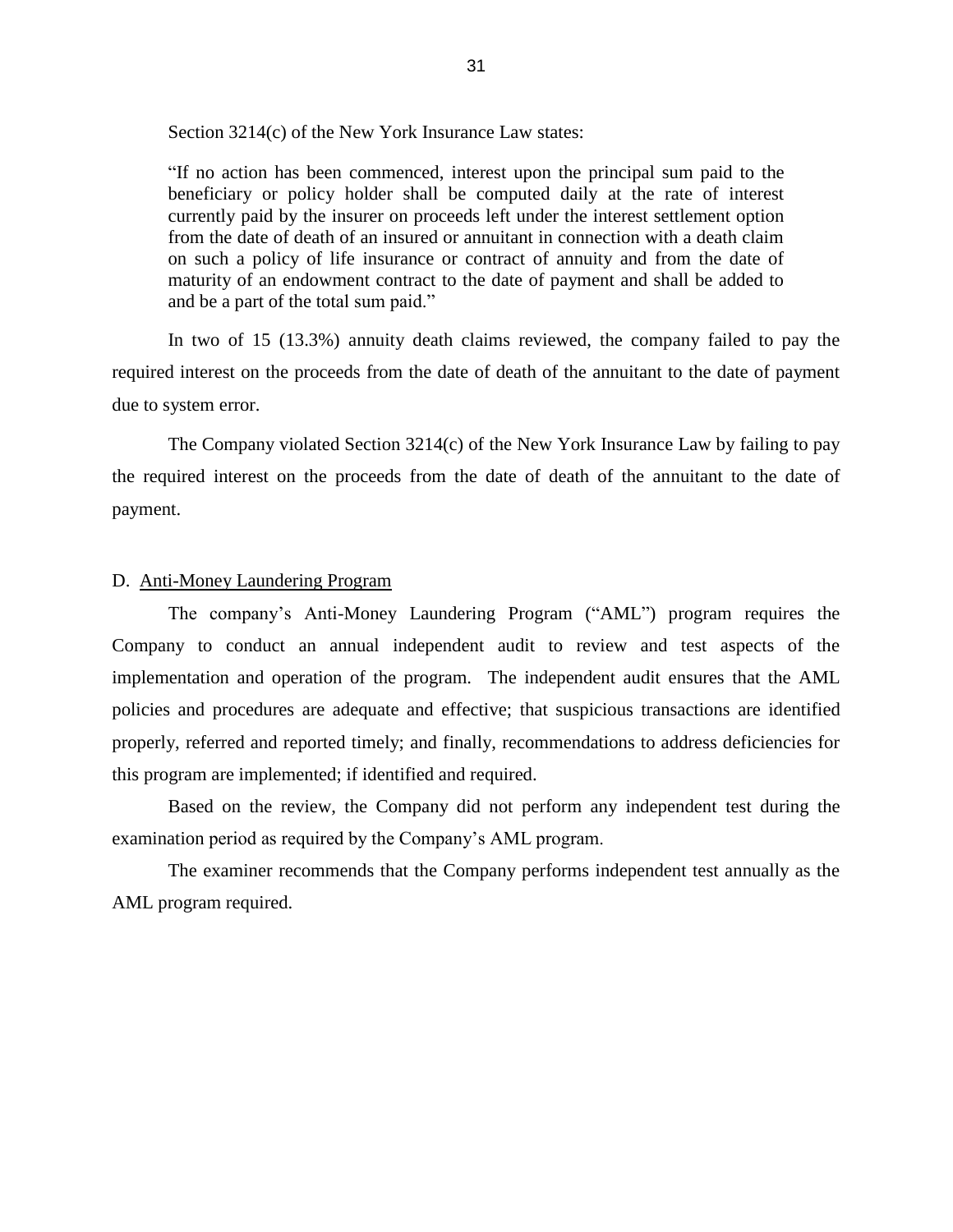Section 3214(c) of the New York Insurance Law states:

> "If no action has been commenced, interest upon the principal sum paid to the beneficiary or policy holder shall be computed daily at the rate of interest currently paid by the insurer on proceeds left under the interest settlement option from the date of death of an insured or annuitant in connection with a death claim on such a policy of life insurance or contract of annuity and from the date of maturity of an endowment contract to the date of payment and shall be added to and be a part of the total sum paid."

In two of 15 (13.3%) annuity death claims reviewed, the company failed to pay the required interest on the proceeds from the date of death of the annuitant to the date of payment due to system error.

The Company violated Section 3214(c) of the New York Insurance Law by failing to pay the required interest on the proceeds from the date of death of the annuitant to the date of payment.

## D. Anti-Money Laundering Program

The company's Anti-Money Laundering Program ("AML") program requires the Company to conduct an annual independent audit to review and test aspects of the implementation and operation of the program. The independent audit ensures that the AML policies and procedures are adequate and effective; that suspicious transactions are identified properly, referred and reported timely; and finally, recommendations to address deficiencies for this program are implemented; if identified and required.

Based on the review, the Company did not perform any independent test during the examination period as required by the Company's AML program.

The examiner recommends that the Company performs independent test annually as the AML program required.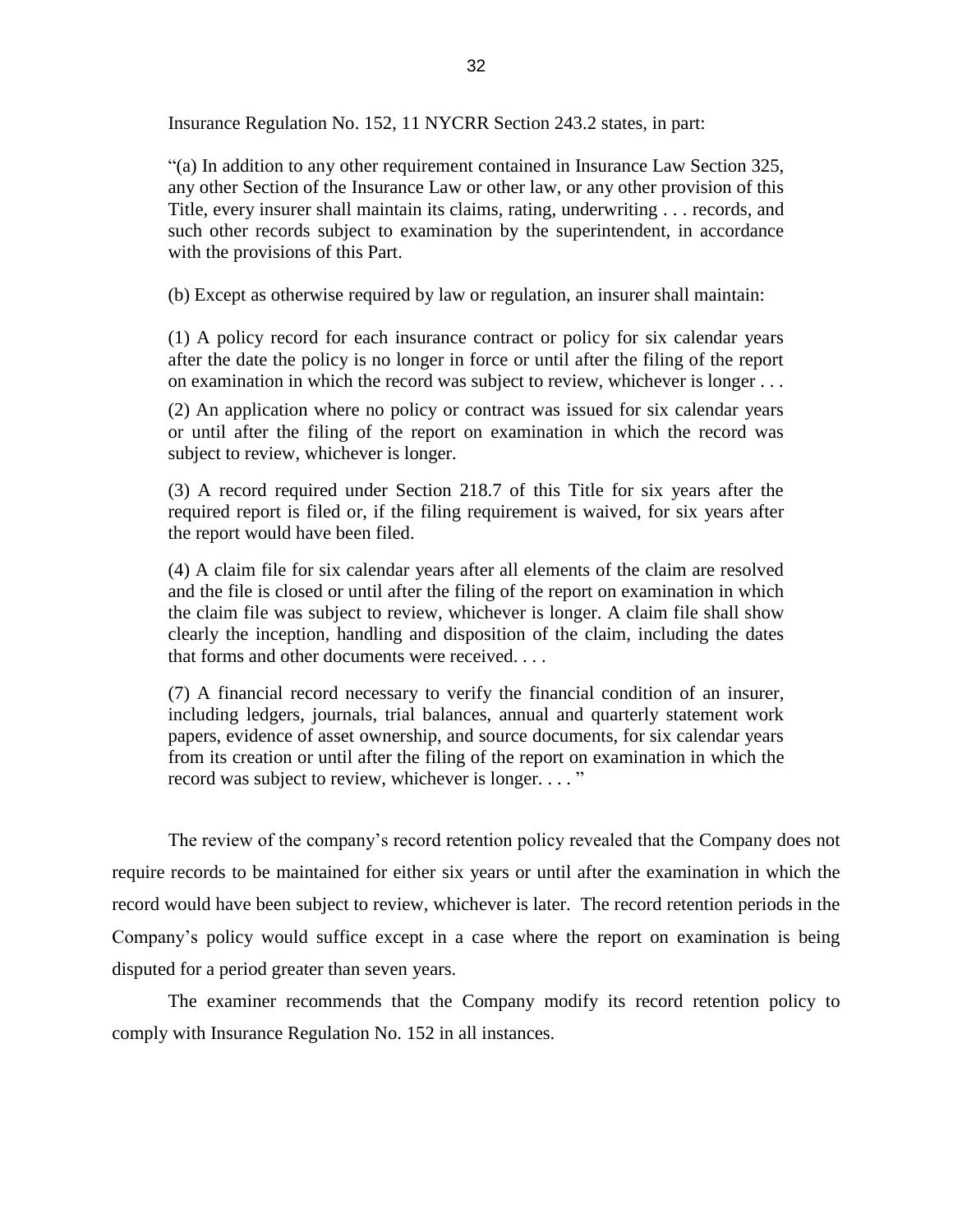Insurance Regulation No. 152, 11 NYCRR Section 243.2 states, in part:

> "(a) In addition to any other requirement contained in Insurance Law Section 325, any other Section of the Insurance Law or other law, or any other provision of this Title, every insurer shall maintain its claims, rating, underwriting . . . records, and such other records subject to examination by the superintendent, in accordance with the provisions of this Part.
>
> (b) Except as otherwise required by law or regulation, an insurer shall maintain:
>
> (1) A policy record for each insurance contract or policy for six calendar years after the date the policy is no longer in force or until after the filing of the report on examination in which the record was subject to review, whichever is longer . . .
>
> (2) An application where no policy or contract was issued for six calendar years or until after the filing of the report on examination in which the record was subject to review, whichever is longer.
>
> (3) A record required under Section 218.7 of this Title for six years after the required report is filed or, if the filing requirement is waived, for six years after the report would have been filed.
>
> (4) A claim file for six calendar years after all elements of the claim are resolved and the file is closed or until after the filing of the report on examination in which the claim file was subject to review, whichever is longer. A claim file shall show clearly the inception, handling and disposition of the claim, including the dates that forms and other documents were received. . . .
>
> (7) A financial record necessary to verify the financial condition of an insurer, including ledgers, journals, trial balances, annual and quarterly statement work papers, evidence of asset ownership, and source documents, for six calendar years from its creation or until after the filing of the report on examination in which the record was subject to review, whichever is longer. . . . "

The review of the company's record retention policy revealed that the Company does not require records to be maintained for either six years or until after the examination in which the record would have been subject to review, whichever is later. The record retention periods in the Company's policy would suffice except in a case where the report on examination is being disputed for a period greater than seven years.

The examiner recommends that the Company modify its record retention policy to comply with Insurance Regulation No. 152 in all instances.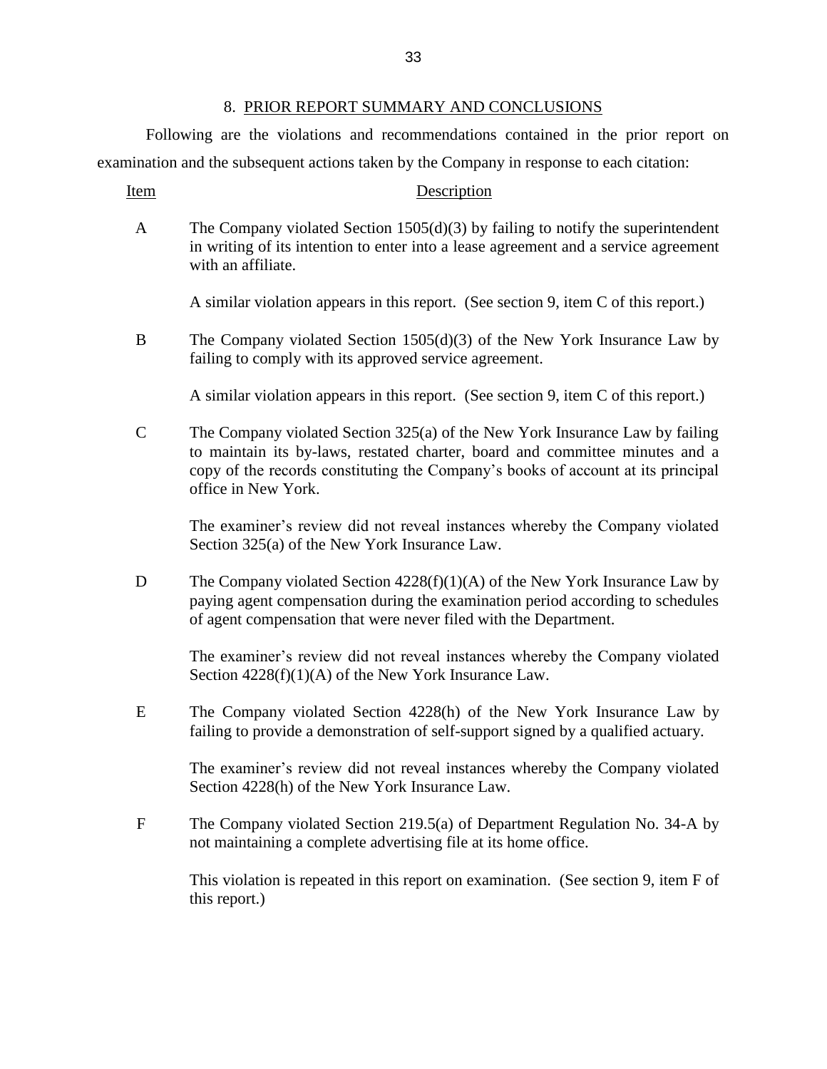## 8. PRIOR REPORT SUMMARY AND CONCLUSIONS

Following are the violations and recommendations contained in the prior report on examination and the subsequent actions taken by the Company in response to each citation:

| Item | Description |
|---|---|
| A | The Company violated Section 1505(d)(3) by failing to notify the superintendent in writing of its intention to enter into a lease agreement and a service agreement with an affiliate.<br><br>A similar violation appears in this report. (See section 9, item C of this report.) |
| B | The Company violated Section 1505(d)(3) of the New York Insurance Law by failing to comply with its approved service agreement.<br><br>A similar violation appears in this report. (See section 9, item C of this report.) |
| C | The Company violated Section 325(a) of the New York Insurance Law by failing to maintain its by-laws, restated charter, board and committee minutes and a copy of the records constituting the Company's books of account at its principal office in New York.<br><br>The examiner's review did not reveal instances whereby the Company violated Section 325(a) of the New York Insurance Law. |
| D | The Company violated Section 4228(f)(1)(A) of the New York Insurance Law by paying agent compensation during the examination period according to schedules of agent compensation that were never filed with the Department.<br><br>The examiner's review did not reveal instances whereby the Company violated Section 4228(f)(1)(A) of the New York Insurance Law. |
| E | The Company violated Section 4228(h) of the New York Insurance Law by failing to provide a demonstration of self-support signed by a qualified actuary.<br><br>The examiner's review did not reveal instances whereby the Company violated Section 4228(h) of the New York Insurance Law. |
| F | The Company violated Section 219.5(a) of Department Regulation No. 34-A by not maintaining a complete advertising file at its home office.<br><br>This violation is repeated in this report on examination. (See section 9, item F of this report.) |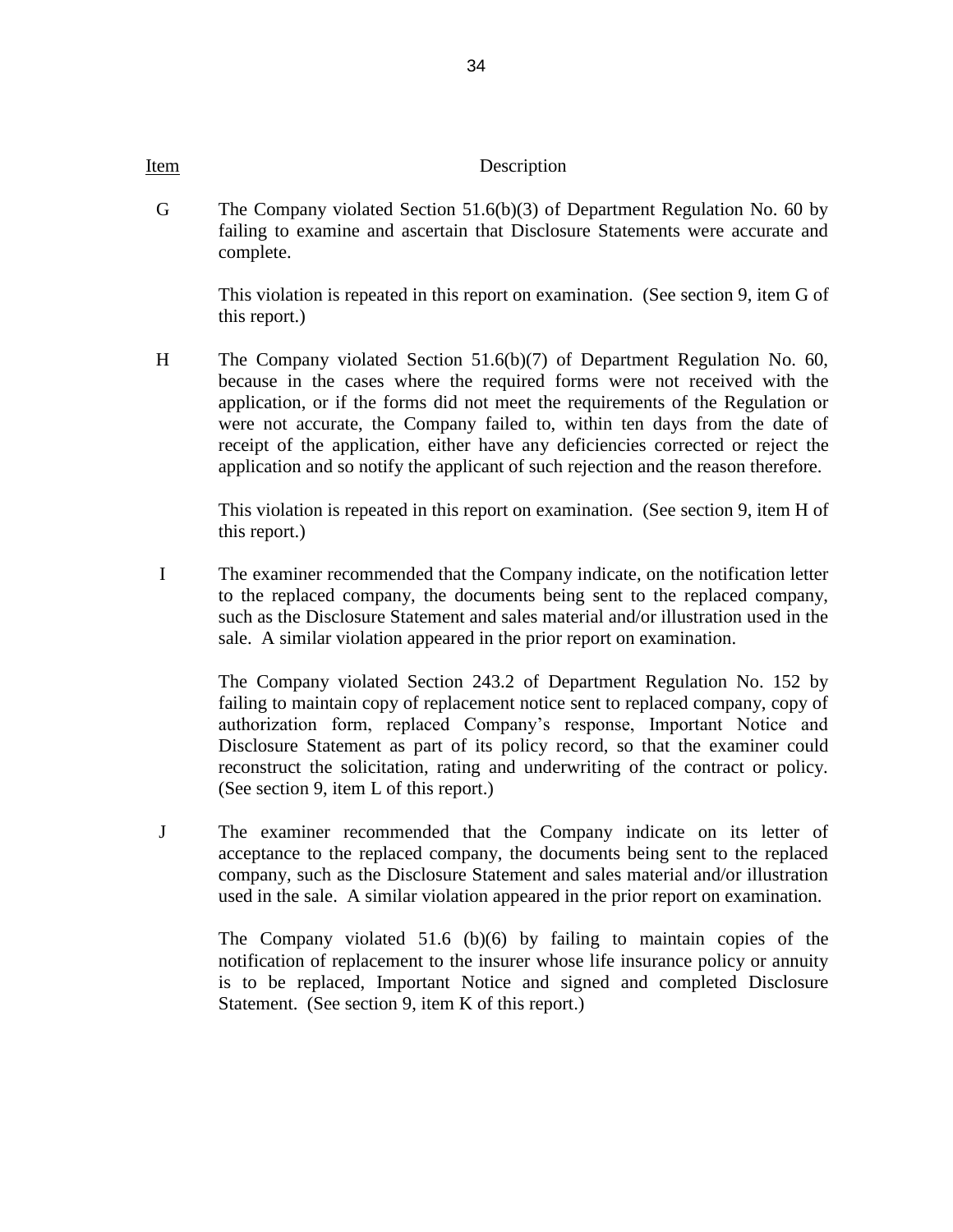| Item | Description |
|---|---|
| G | The Company violated Section 51.6(b)(3) of Department Regulation No. 60 by failing to examine and ascertain that Disclosure Statements were accurate and complete.<br><br>This violation is repeated in this report on examination. (See section 9, item G of this report.) |
| H | The Company violated Section 51.6(b)(7) of Department Regulation No. 60, because in the cases where the required forms were not received with the application, or if the forms did not meet the requirements of the Regulation or were not accurate, the Company failed to, within ten days from the date of receipt of the application, either have any deficiencies corrected or reject the application and so notify the applicant of such rejection and the reason therefore.<br><br>This violation is repeated in this report on examination. (See section 9, item H of this report.) |
| I | The examiner recommended that the Company indicate, on the notification letter to the replaced company, the documents being sent to the replaced company, such as the Disclosure Statement and sales material and/or illustration used in the sale. A similar violation appeared in the prior report on examination.<br><br>The Company violated Section 243.2 of Department Regulation No. 152 by failing to maintain copy of replacement notice sent to replaced company, copy of authorization form, replaced Company's response, Important Notice and Disclosure Statement as part of its policy record, so that the examiner could reconstruct the solicitation, rating and underwriting of the contract or policy. (See section 9, item L of this report.) |
| J | The examiner recommended that the Company indicate on its letter of acceptance to the replaced company, the documents being sent to the replaced company, such as the Disclosure Statement and sales material and/or illustration used in the sale. A similar violation appeared in the prior report on examination.<br><br>The Company violated 51.6 (b)(6) by failing to maintain copies of the notification of replacement to the insurer whose life insurance policy or annuity is to be replaced, Important Notice and signed and completed Disclosure Statement. (See section 9, item K of this report.) |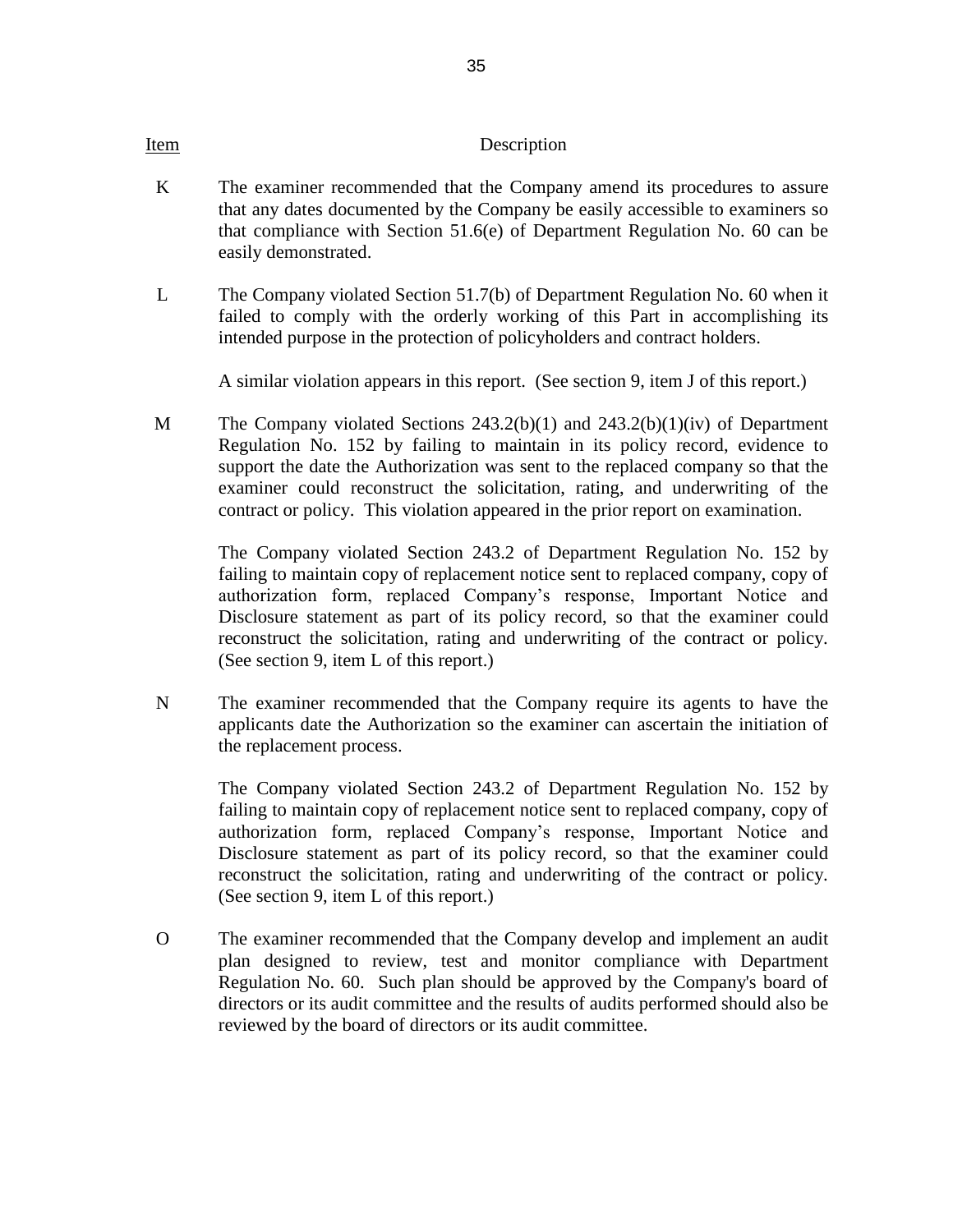| Item | Description |
|---|---|
| K | The examiner recommended that the Company amend its procedures to assure that any dates documented by the Company be easily accessible to examiners so that compliance with Section 51.6(e) of Department Regulation No. 60 can be easily demonstrated. |
| L | The Company violated Section 51.7(b) of Department Regulation No. 60 when it failed to comply with the orderly working of this Part in accomplishing its intended purpose in the protection of policyholders and contract holders.<br><br>A similar violation appears in this report. (See section 9, item J of this report.) |
| M | The Company violated Sections 243.2(b)(1) and 243.2(b)(1)(iv) of Department Regulation No. 152 by failing to maintain in its policy record, evidence to support the date the Authorization was sent to the replaced company so that the examiner could reconstruct the solicitation, rating, and underwriting of the contract or policy. This violation appeared in the prior report on examination.<br><br>The Company violated Section 243.2 of Department Regulation No. 152 by failing to maintain copy of replacement notice sent to replaced company, copy of authorization form, replaced Company's response, Important Notice and Disclosure statement as part of its policy record, so that the examiner could reconstruct the solicitation, rating and underwriting of the contract or policy. (See section 9, item L of this report.) |
| N | The examiner recommended that the Company require its agents to have the applicants date the Authorization so the examiner can ascertain the initiation of the replacement process.<br><br>The Company violated Section 243.2 of Department Regulation No. 152 by failing to maintain copy of replacement notice sent to replaced company, copy of authorization form, replaced Company's response, Important Notice and Disclosure statement as part of its policy record, so that the examiner could reconstruct the solicitation, rating and underwriting of the contract or policy. (See section 9, item L of this report.) |
| O | The examiner recommended that the Company develop and implement an audit plan designed to review, test and monitor compliance with Department Regulation No. 60. Such plan should be approved by the Company's board of directors or its audit committee and the results of audits performed should also be reviewed by the board of directors or its audit committee. |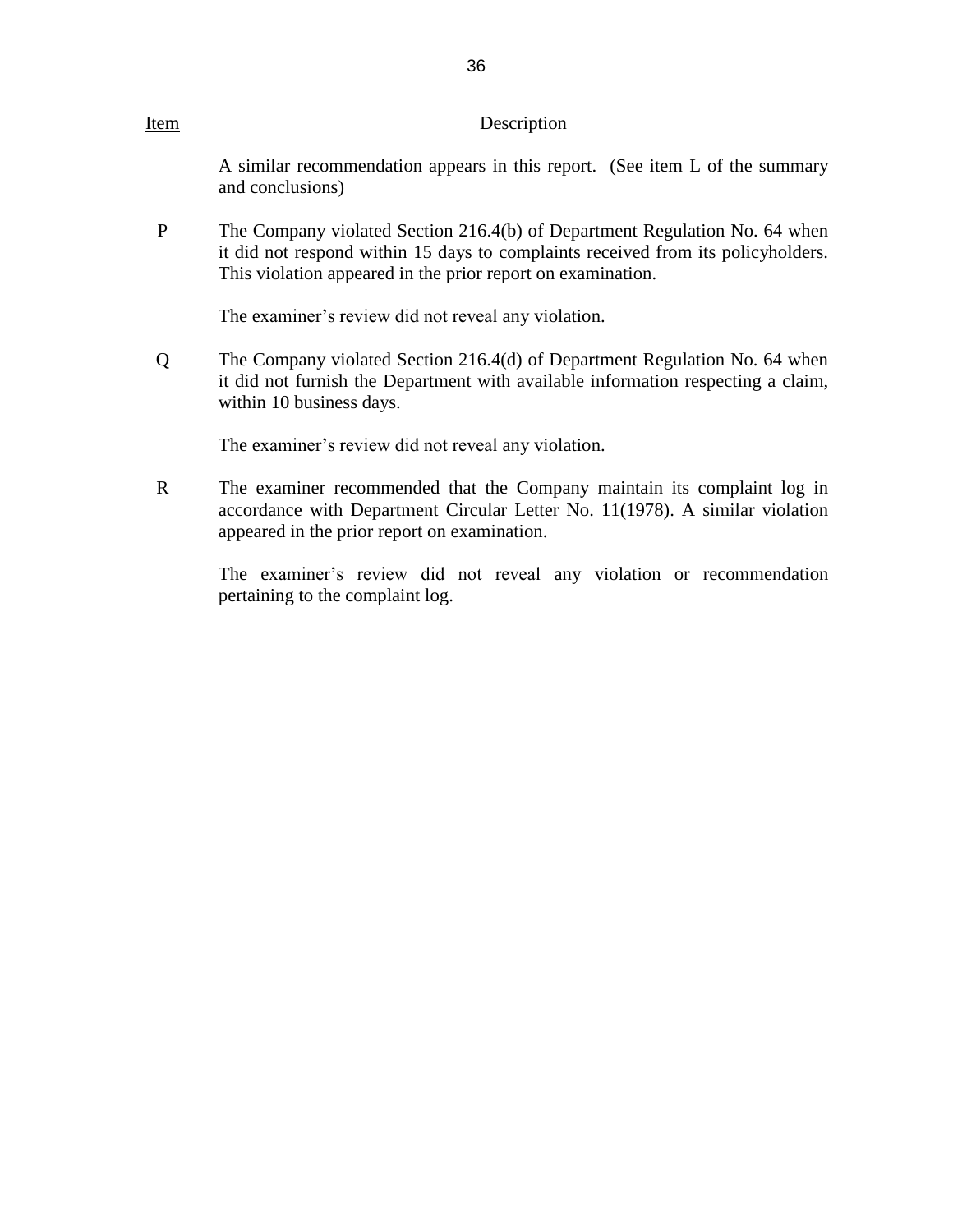| Item | Description |
|---|---|
| | A similar recommendation appears in this report. (See item L of the summary and conclusions) |
| P | The Company violated Section 216.4(b) of Department Regulation No. 64 when it did not respond within 15 days to complaints received from its policyholders. This violation appeared in the prior report on examination.<br><br>The examiner's review did not reveal any violation. |
| Q | The Company violated Section 216.4(d) of Department Regulation No. 64 when it did not furnish the Department with available information respecting a claim, within 10 business days.<br><br>The examiner's review did not reveal any violation. |
| R | The examiner recommended that the Company maintain its complaint log in accordance with Department Circular Letter No. 11(1978). A similar violation appeared in the prior report on examination.<br><br>The examiner's review did not reveal any violation or recommendation pertaining to the complaint log. |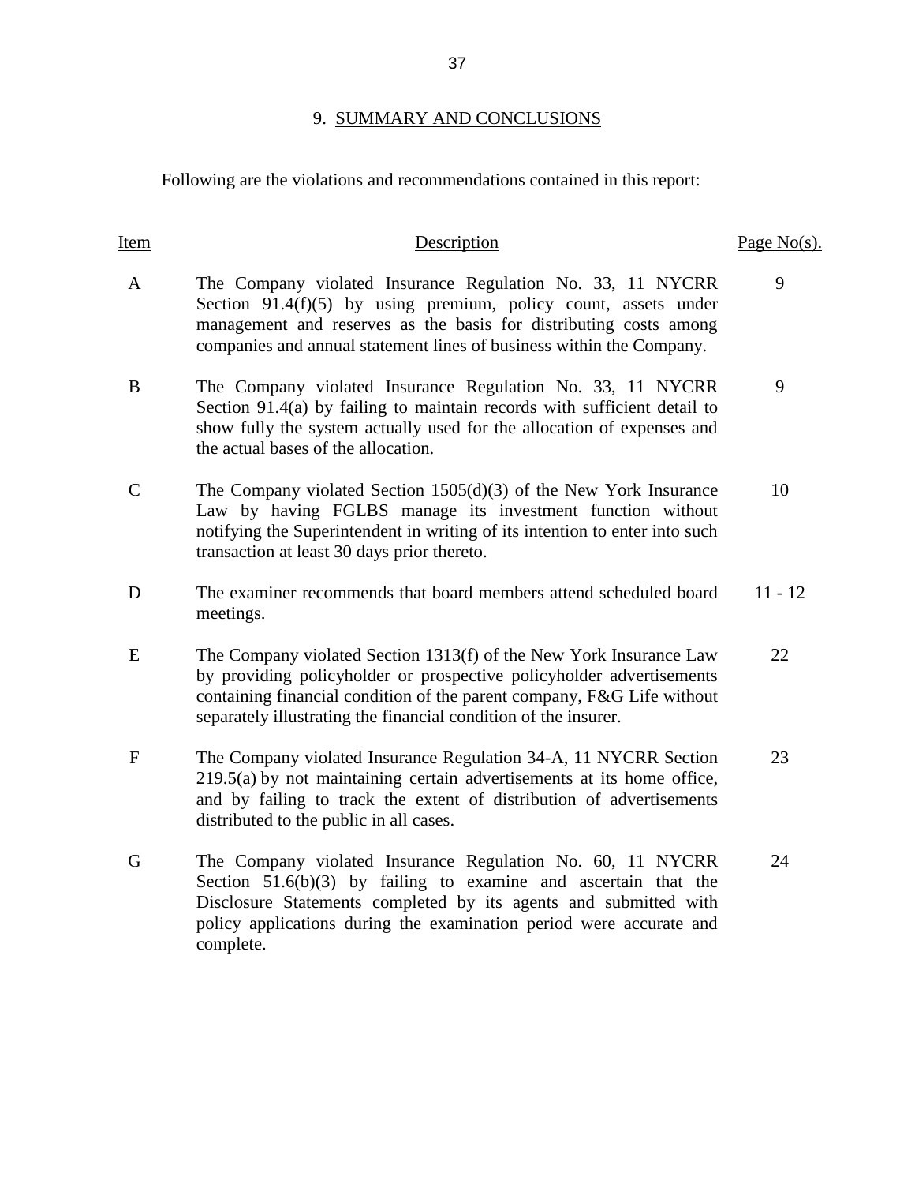## 9. SUMMARY AND CONCLUSIONS

Following are the violations and recommendations contained in this report:

| Item | Description | Page No(s). |
|---|---|---|
| A | The Company violated Insurance Regulation No. 33, 11 NYCRR Section 91.4(f)(5) by using premium, policy count, assets under management and reserves as the basis for distributing costs among companies and annual statement lines of business within the Company. | 9 |
| B | The Company violated Insurance Regulation No. 33, 11 NYCRR Section 91.4(a) by failing to maintain records with sufficient detail to show fully the system actually used for the allocation of expenses and the actual bases of the allocation. | 9 |
| C | The Company violated Section 1505(d)(3) of the New York Insurance Law by having FGLBS manage its investment function without notifying the Superintendent in writing of its intention to enter into such transaction at least 30 days prior thereto. | 10 |
| D | The examiner recommends that board members attend scheduled board meetings. | 11 - 12 |
| E | The Company violated Section 1313(f) of the New York Insurance Law by providing policyholder or prospective policyholder advertisements containing financial condition of the parent company, F&G Life without separately illustrating the financial condition of the insurer. | 22 |
| F | The Company violated Insurance Regulation 34-A, 11 NYCRR Section 219.5(a) by not maintaining certain advertisements at its home office, and by failing to track the extent of distribution of advertisements distributed to the public in all cases. | 23 |
| G | The Company violated Insurance Regulation No. 60, 11 NYCRR Section 51.6(b)(3) by failing to examine and ascertain that the Disclosure Statements completed by its agents and submitted with policy applications during the examination period were accurate and complete. | 24 |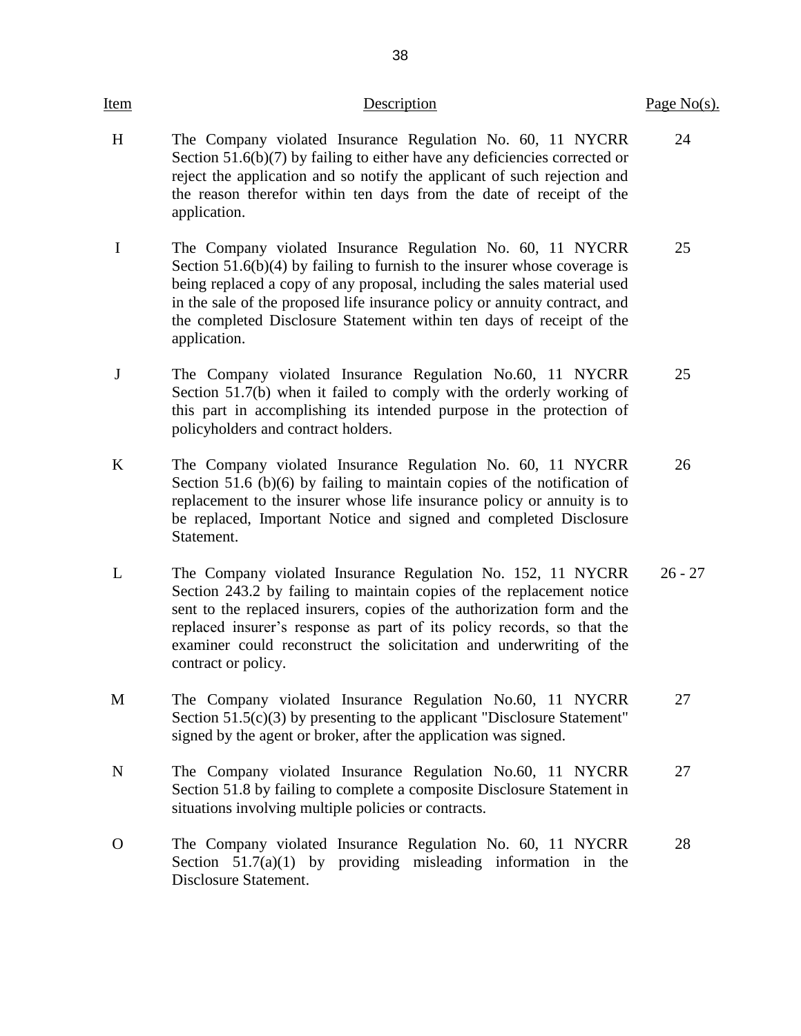| Item | Description | Page No(s). |
|---|---|---|
| H | The Company violated Insurance Regulation No. 60, 11 NYCRR Section 51.6(b)(7) by failing to either have any deficiencies corrected or reject the application and so notify the applicant of such rejection and the reason therefor within ten days from the date of receipt of the application. | 24 |
| I | The Company violated Insurance Regulation No. 60, 11 NYCRR Section 51.6(b)(4) by failing to furnish to the insurer whose coverage is being replaced a copy of any proposal, including the sales material used in the sale of the proposed life insurance policy or annuity contract, and the completed Disclosure Statement within ten days of receipt of the application. | 25 |
| J | The Company violated Insurance Regulation No.60, 11 NYCRR Section 51.7(b) when it failed to comply with the orderly working of this part in accomplishing its intended purpose in the protection of policyholders and contract holders. | 25 |
| K | The Company violated Insurance Regulation No. 60, 11 NYCRR Section 51.6 (b)(6) by failing to maintain copies of the notification of replacement to the insurer whose life insurance policy or annuity is to be replaced, Important Notice and signed and completed Disclosure Statement. | 26 |
| L | The Company violated Insurance Regulation No. 152, 11 NYCRR Section 243.2 by failing to maintain copies of the replacement notice sent to the replaced insurers, copies of the authorization form and the replaced insurer's response as part of its policy records, so that the examiner could reconstruct the solicitation and underwriting of the contract or policy. | 26 - 27 |
| M | The Company violated Insurance Regulation No.60, 11 NYCRR Section 51.5(c)(3) by presenting to the applicant "Disclosure Statement" signed by the agent or broker, after the application was signed. | 27 |
| N | The Company violated Insurance Regulation No.60, 11 NYCRR Section 51.8 by failing to complete a composite Disclosure Statement in situations involving multiple policies or contracts. | 27 |
| O | The Company violated Insurance Regulation No. 60, 11 NYCRR Section 51.7(a)(1) by providing misleading information in the Disclosure Statement. | 28 |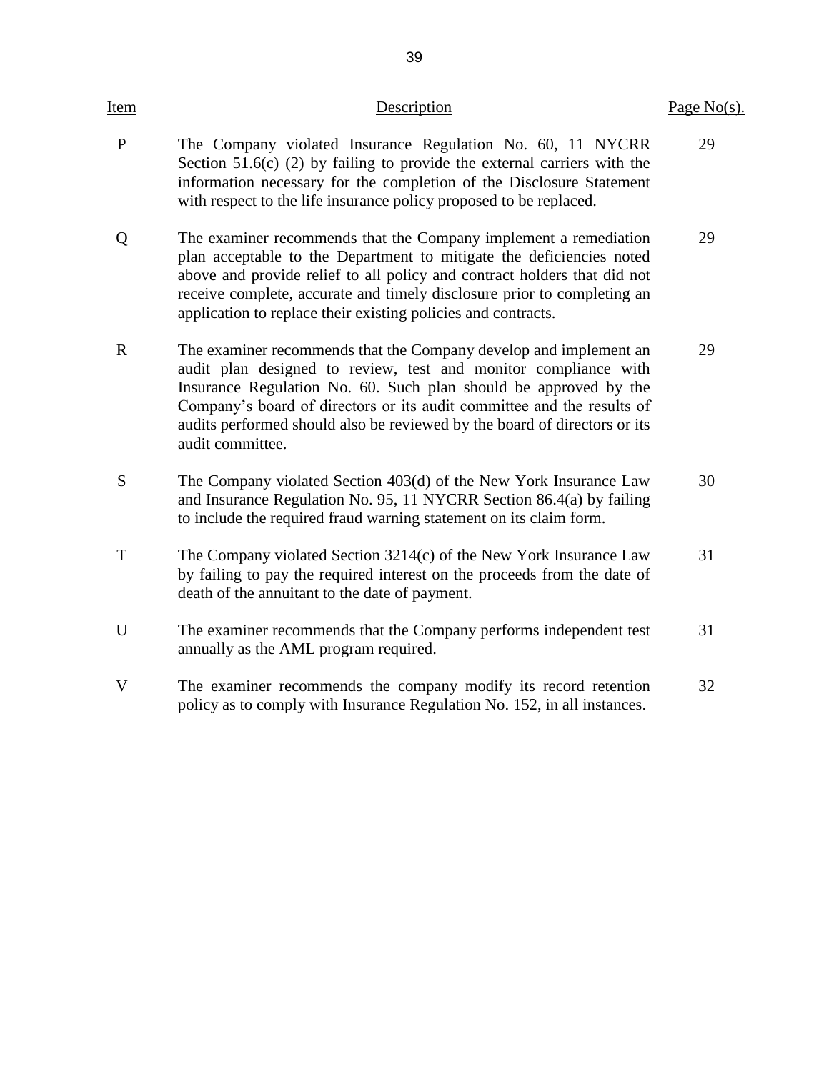| Item | Description | Page No(s). |
| --- | --- | --- |
| P | The Company violated Insurance Regulation No. 60, 11 NYCRR Section 51.6(c) (2) by failing to provide the external carriers with the information necessary for the completion of the Disclosure Statement with respect to the life insurance policy proposed to be replaced. | 29 |
| Q | The examiner recommends that the Company implement a remediation plan acceptable to the Department to mitigate the deficiencies noted above and provide relief to all policy and contract holders that did not receive complete, accurate and timely disclosure prior to completing an application to replace their existing policies and contracts. | 29 |
| R | The examiner recommends that the Company develop and implement an audit plan designed to review, test and monitor compliance with Insurance Regulation No. 60. Such plan should be approved by the Company's board of directors or its audit committee and the results of audits performed should also be reviewed by the board of directors or its audit committee. | 29 |
| S | The Company violated Section 403(d) of the New York Insurance Law and Insurance Regulation No. 95, 11 NYCRR Section 86.4(a) by failing to include the required fraud warning statement on its claim form. | 30 |
| T | The Company violated Section 3214(c) of the New York Insurance Law by failing to pay the required interest on the proceeds from the date of death of the annuitant to the date of payment. | 31 |
| U | The examiner recommends that the Company performs independent test annually as the AML program required. | 31 |
| V | The examiner recommends the company modify its record retention policy as to comply with Insurance Regulation No. 152, in all instances. | 32 |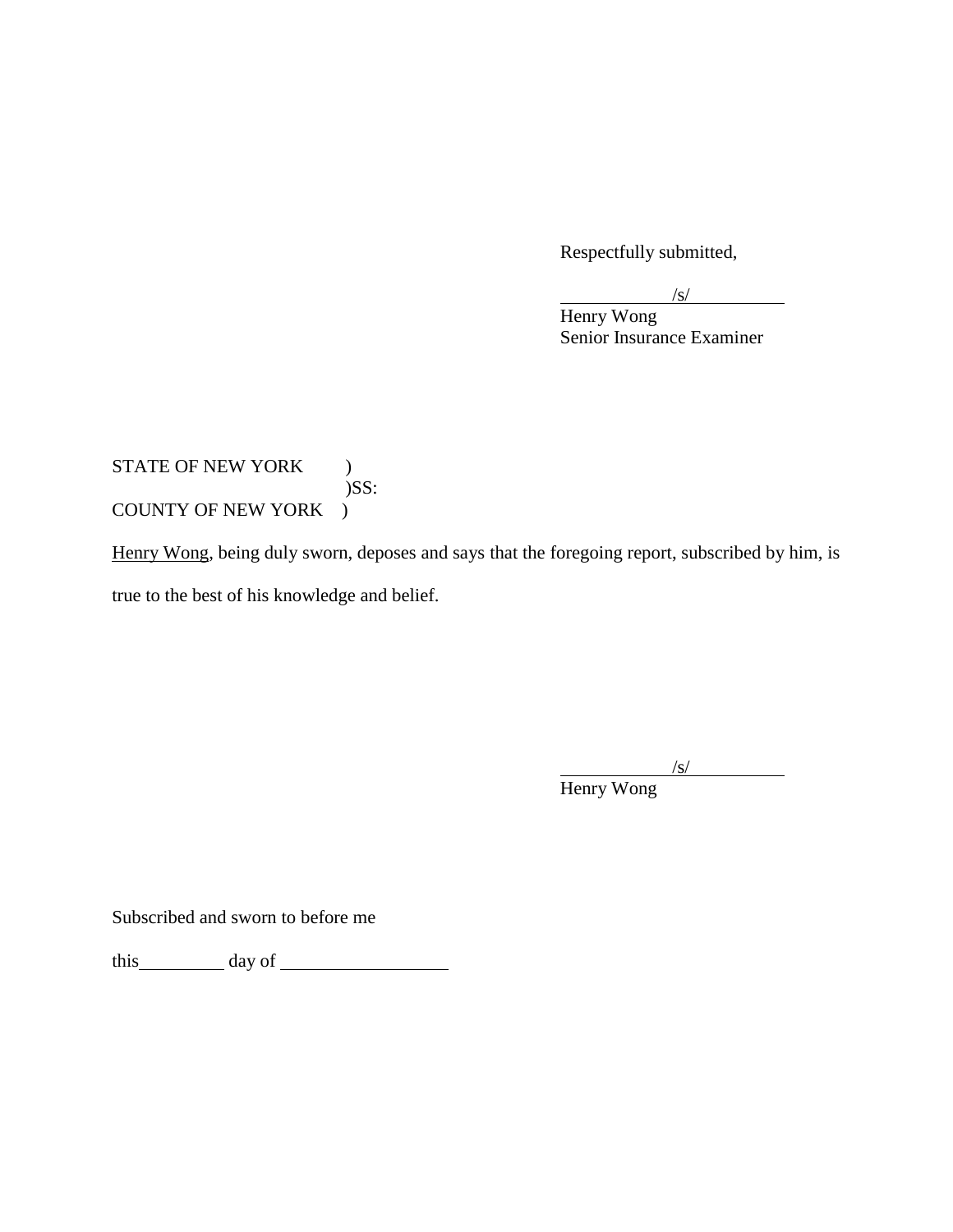Respectfully submitted,

/s/
Henry Wong
Senior Insurance Examiner

STATE OF NEW YORK )
)SS:
COUNTY OF NEW YORK )

Henry Wong, being duly sworn, deposes and says that the foregoing report, subscribed by him, is true to the best of his knowledge and belief.

/s/
Henry Wong

Subscribed and sworn to before me

this__________ day of ___________________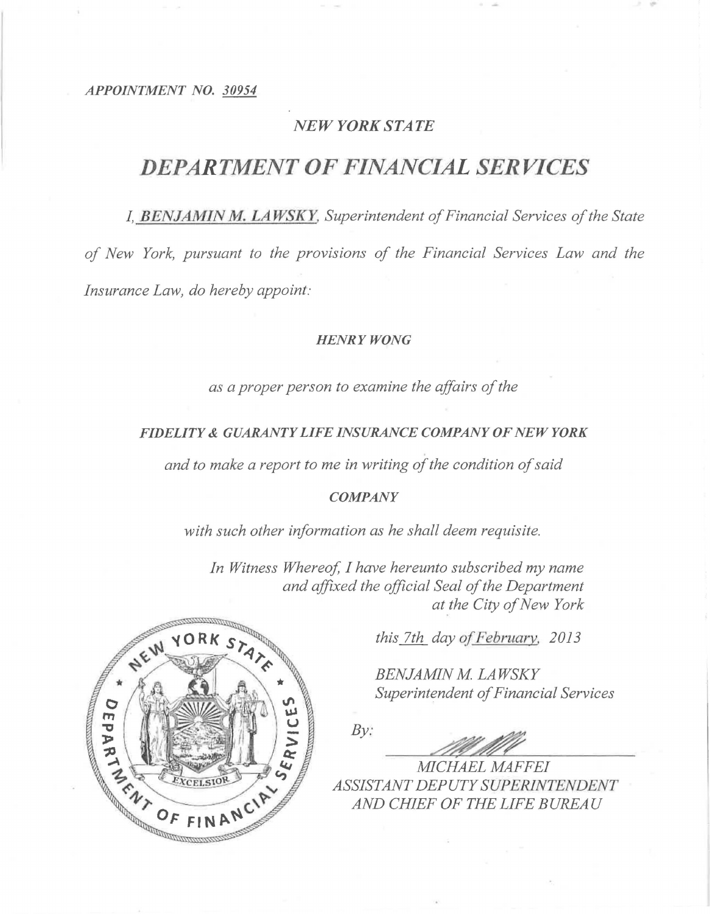*APPOINTMENT NO. 30954*

*NEW YORK STATE*

# *DEPARTMENT OF FINANCIAL SERVICES*

*I, BENJAMIN M. LAWSKY, Superintendent of Financial Services of the State of New York, pursuant to the provisions of the Financial Services Law and the Insurance Law, do hereby appoint:*

***HENRY WONG***

*as a proper person to examine the affairs of the*

***FIDELITY & GUARANTY LIFE INSURANCE COMPANY OF NEW YORK***

*and to make a report to me in writing of the condition of said*

***COMPANY***

*with such other information as he shall deem requisite.*

*In Witness Whereof, I have hereunto subscribed my name and affixed the official Seal of the Department at the City of New York*

*this 7th day of February, 2013*

*BENJAMIN M. LAWSKY*
*Superintendent of Financial Services*

*By:*

*MICHAEL MAFFEI*
*ASSISTANT DEPUTY SUPERINTENDENT AND CHIEF OF THE LIFE BUREAU*

NEW YORK STATE DEPARTMENT OF FINANCIAL SERVICES
EXCELSIOR